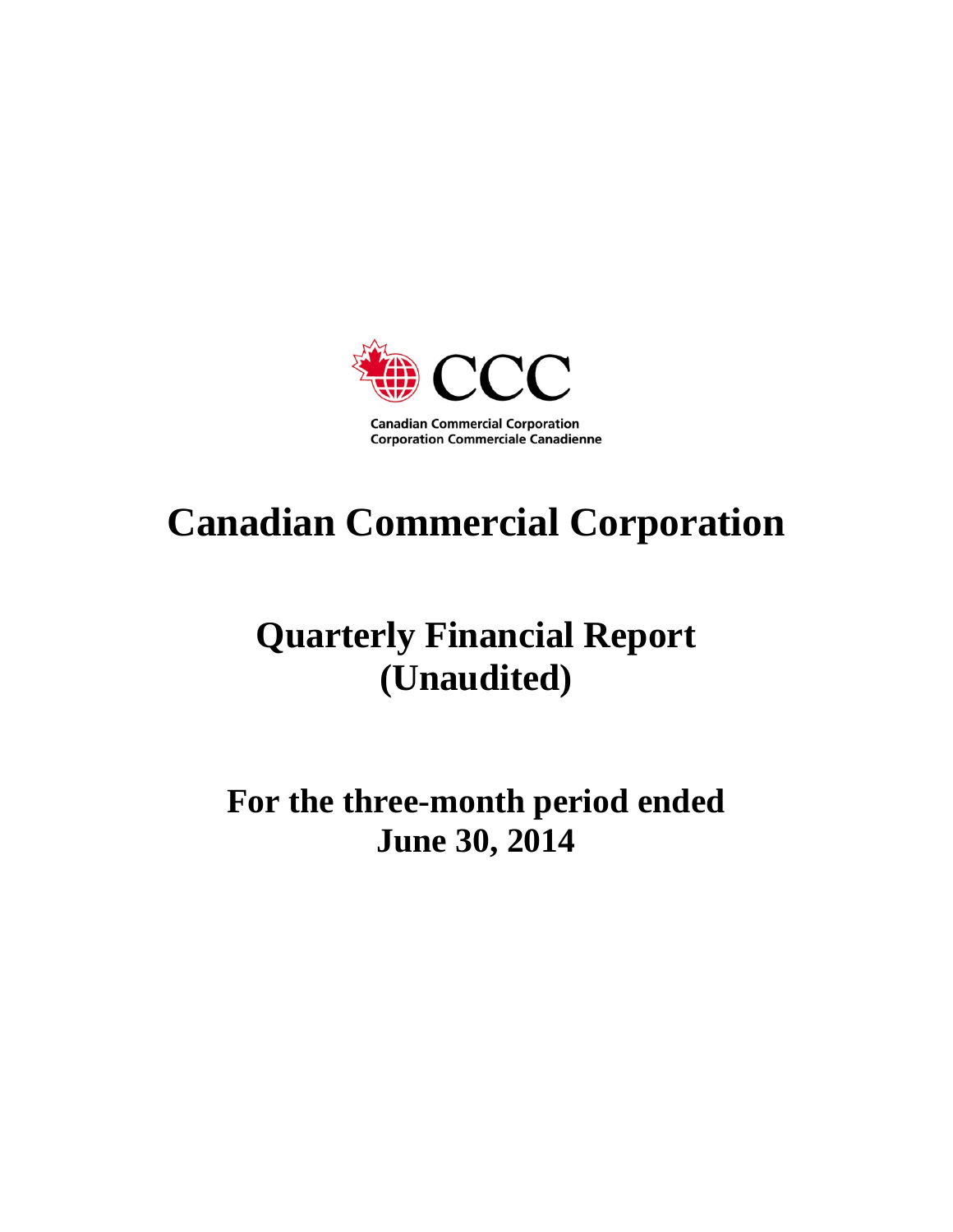CCC

Canadian Commercial Corporation
Corporation Commerciale Canadienne

# Canadian Commercial Corporation

# Quarterly Financial Report (Unaudited)

## For the three-month period ended June 30, 2014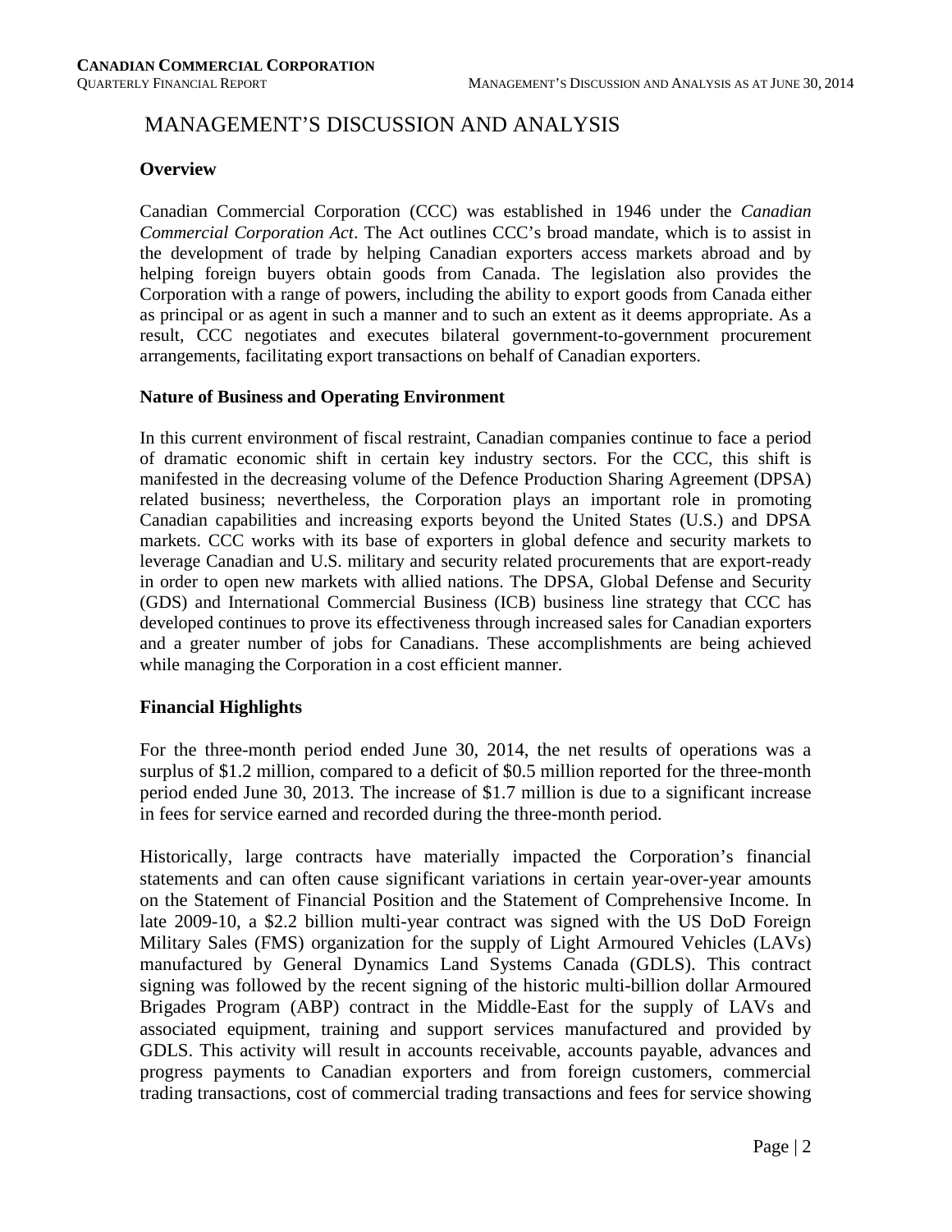# MANAGEMENT'S DISCUSSION AND ANALYSIS

## Overview

Canadian Commercial Corporation (CCC) was established in 1946 under the *Canadian Commercial Corporation Act*. The Act outlines CCC's broad mandate, which is to assist in the development of trade by helping Canadian exporters access markets abroad and by helping foreign buyers obtain goods from Canada. The legislation also provides the Corporation with a range of powers, including the ability to export goods from Canada either as principal or as agent in such a manner and to such an extent as it deems appropriate. As a result, CCC negotiates and executes bilateral government-to-government procurement arrangements, facilitating export transactions on behalf of Canadian exporters.

### Nature of Business and Operating Environment

In this current environment of fiscal restraint, Canadian companies continue to face a period of dramatic economic shift in certain key industry sectors. For the CCC, this shift is manifested in the decreasing volume of the Defence Production Sharing Agreement (DPSA) related business; nevertheless, the Corporation plays an important role in promoting Canadian capabilities and increasing exports beyond the United States (U.S.) and DPSA markets. CCC works with its base of exporters in global defence and security markets to leverage Canadian and U.S. military and security related procurements that are export-ready in order to open new markets with allied nations. The DPSA, Global Defense and Security (GDS) and International Commercial Business (ICB) business line strategy that CCC has developed continues to prove its effectiveness through increased sales for Canadian exporters and a greater number of jobs for Canadians. These accomplishments are being achieved while managing the Corporation in a cost efficient manner.

## Financial Highlights

For the three-month period ended June 30, 2014, the net results of operations was a surplus of $1.2 million, compared to a deficit of $0.5 million reported for the three-month period ended June 30, 2013. The increase of $1.7 million is due to a significant increase in fees for service earned and recorded during the three-month period.

Historically, large contracts have materially impacted the Corporation's financial statements and can often cause significant variations in certain year-over-year amounts on the Statement of Financial Position and the Statement of Comprehensive Income. In late 2009-10, a $2.2 billion multi-year contract was signed with the US DoD Foreign Military Sales (FMS) organization for the supply of Light Armoured Vehicles (LAVs) manufactured by General Dynamics Land Systems Canada (GDLS). This contract signing was followed by the recent signing of the historic multi-billion dollar Armoured Brigades Program (ABP) contract in the Middle-East for the supply of LAVs and associated equipment, training and support services manufactured and provided by GDLS. This activity will result in accounts receivable, accounts payable, advances and progress payments to Canadian exporters and from foreign customers, commercial trading transactions, cost of commercial trading transactions and fees for service showing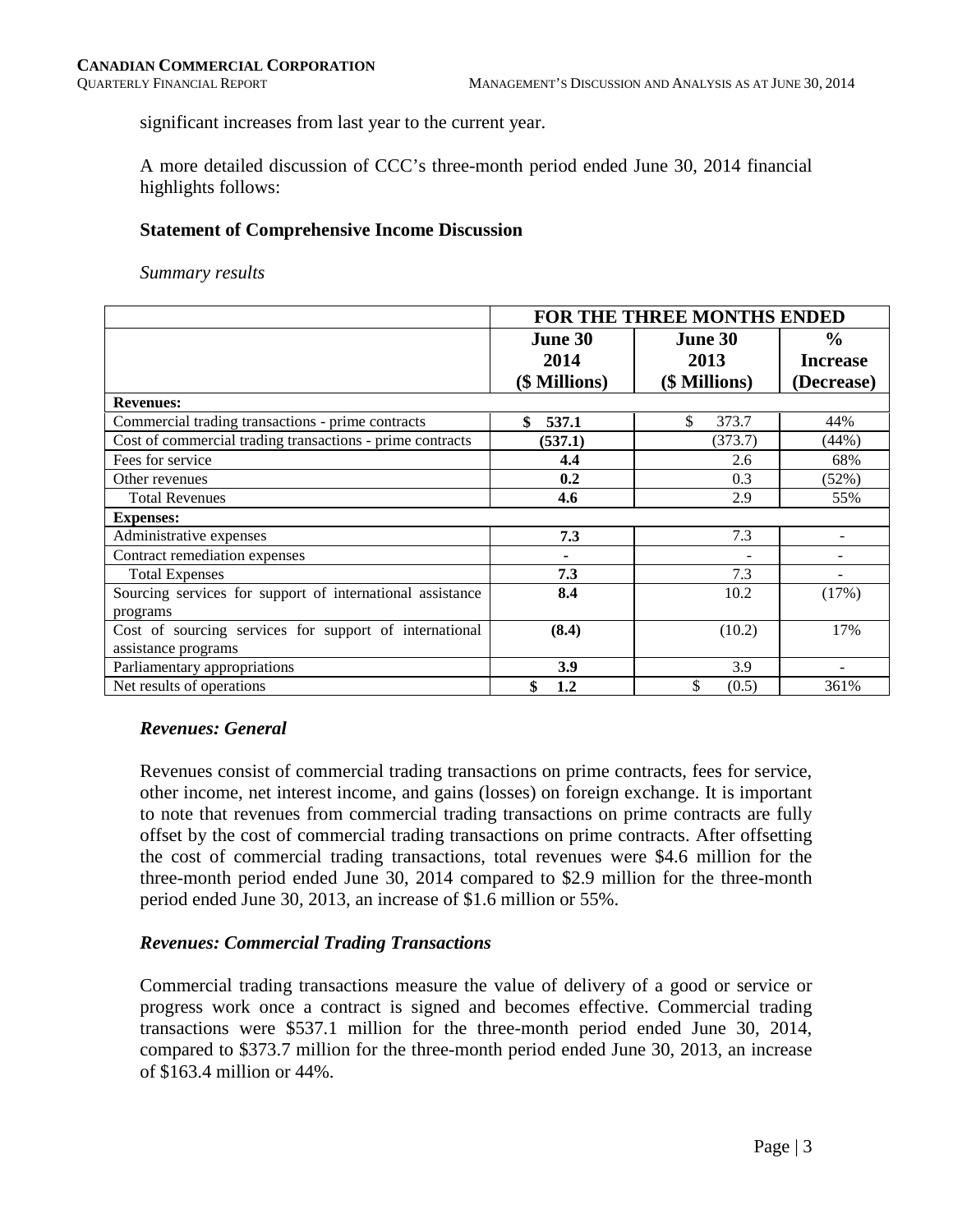significant increases from last year to the current year.

A more detailed discussion of CCC's three-month period ended June 30, 2014 financial highlights follows:

### Statement of Comprehensive Income Discussion

*Summary results*

| | FOR THE THREE MONTHS ENDED | | |
|---|---|---|---|
| | **June 30 2014 ($ Millions)** | **June 30 2013 ($ Millions)** | **% Increase (Decrease)** |
| **Revenues:** | | | |
| Commercial trading transactions - prime contracts | **$ 537.1** | $ 373.7 | 44% |
| Cost of commercial trading transactions - prime contracts | **(537.1)** | (373.7) | (44%) |
| Fees for service | **4.4** | 2.6 | 68% |
| Other revenues | **0.2** | 0.3 | (52%) |
| Total Revenues | **4.6** | 2.9 | 55% |
| **Expenses:** | | | |
| Administrative expenses | **7.3** | 7.3 | - |
| Contract remediation expenses | **-** | - | - |
| Total Expenses | **7.3** | 7.3 | - |
| Sourcing services for support of international assistance programs | **8.4** | 10.2 | (17%) |
| Cost of sourcing services for support of international assistance programs | **(8.4)** | (10.2) | 17% |
| Parliamentary appropriations | **3.9** | 3.9 | - |
| Net results of operations | **$ 1.2** | $ (0.5) | 361% |

#### *Revenues: General*

Revenues consist of commercial trading transactions on prime contracts, fees for service, other income, net interest income, and gains (losses) on foreign exchange. It is important to note that revenues from commercial trading transactions on prime contracts are fully offset by the cost of commercial trading transactions on prime contracts. After offsetting the cost of commercial trading transactions, total revenues were $4.6 million for the three-month period ended June 30, 2014 compared to $2.9 million for the three-month period ended June 30, 2013, an increase of $1.6 million or 55%.

#### *Revenues: Commercial Trading Transactions*

Commercial trading transactions measure the value of delivery of a good or service or progress work once a contract is signed and becomes effective. Commercial trading transactions were $537.1 million for the three-month period ended June 30, 2014, compared to $373.7 million for the three-month period ended June 30, 2013, an increase of $163.4 million or 44%.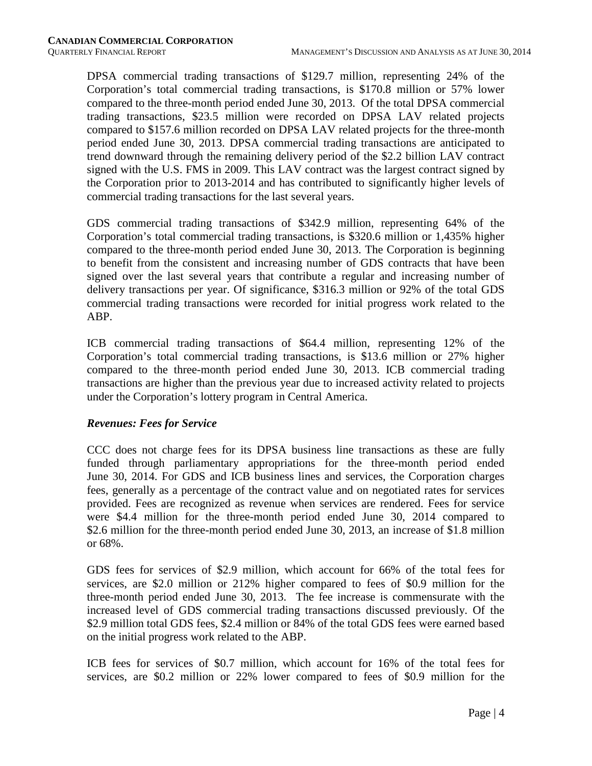DPSA commercial trading transactions of $129.7 million, representing 24% of the Corporation's total commercial trading transactions, is $170.8 million or 57% lower compared to the three-month period ended June 30, 2013. Of the total DPSA commercial trading transactions, $23.5 million were recorded on DPSA LAV related projects compared to $157.6 million recorded on DPSA LAV related projects for the three-month period ended June 30, 2013. DPSA commercial trading transactions are anticipated to trend downward through the remaining delivery period of the $2.2 billion LAV contract signed with the U.S. FMS in 2009. This LAV contract was the largest contract signed by the Corporation prior to 2013-2014 and has contributed to significantly higher levels of commercial trading transactions for the last several years.

GDS commercial trading transactions of $342.9 million, representing 64% of the Corporation's total commercial trading transactions, is $320.6 million or 1,435% higher compared to the three-month period ended June 30, 2013. The Corporation is beginning to benefit from the consistent and increasing number of GDS contracts that have been signed over the last several years that contribute a regular and increasing number of delivery transactions per year. Of significance, $316.3 million or 92% of the total GDS commercial trading transactions were recorded for initial progress work related to the ABP.

ICB commercial trading transactions of $64.4 million, representing 12% of the Corporation's total commercial trading transactions, is $13.6 million or 27% higher compared to the three-month period ended June 30, 2013. ICB commercial trading transactions are higher than the previous year due to increased activity related to projects under the Corporation's lottery program in Central America.

### *Revenues: Fees for Service*

CCC does not charge fees for its DPSA business line transactions as these are fully funded through parliamentary appropriations for the three-month period ended June 30, 2014. For GDS and ICB business lines and services, the Corporation charges fees, generally as a percentage of the contract value and on negotiated rates for services provided. Fees are recognized as revenue when services are rendered. Fees for service were $4.4 million for the three-month period ended June 30, 2014 compared to $2.6 million for the three-month period ended June 30, 2013, an increase of $1.8 million or 68%.

GDS fees for services of $2.9 million, which account for 66% of the total fees for services, are $2.0 million or 212% higher compared to fees of $0.9 million for the three-month period ended June 30, 2013. The fee increase is commensurate with the increased level of GDS commercial trading transactions discussed previously. Of the $2.9 million total GDS fees, $2.4 million or 84% of the total GDS fees were earned based on the initial progress work related to the ABP.

ICB fees for services of $0.7 million, which account for 16% of the total fees for services, are $0.2 million or 22% lower compared to fees of $0.9 million for the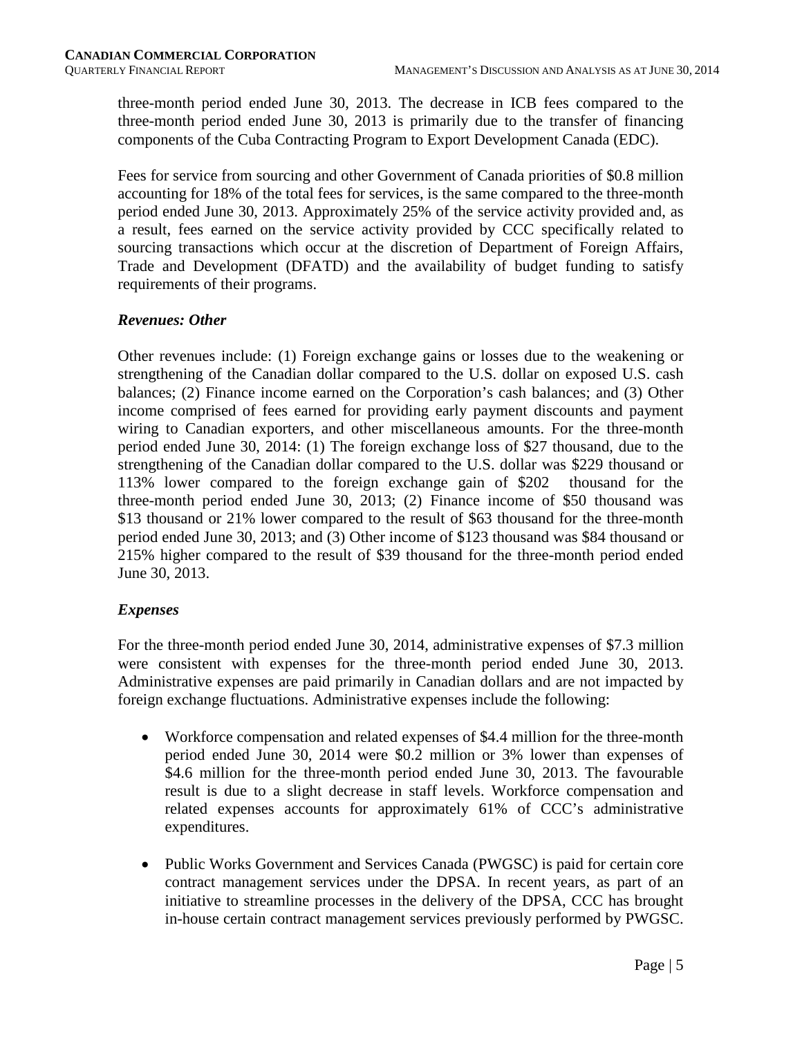three-month period ended June 30, 2013. The decrease in ICB fees compared to the three-month period ended June 30, 2013 is primarily due to the transfer of financing components of the Cuba Contracting Program to Export Development Canada (EDC).

Fees for service from sourcing and other Government of Canada priorities of $0.8 million accounting for 18% of the total fees for services, is the same compared to the three-month period ended June 30, 2013. Approximately 25% of the service activity provided and, as a result, fees earned on the service activity provided by CCC specifically related to sourcing transactions which occur at the discretion of Department of Foreign Affairs, Trade and Development (DFATD) and the availability of budget funding to satisfy requirements of their programs.

### *Revenues: Other*

Other revenues include: (1) Foreign exchange gains or losses due to the weakening or strengthening of the Canadian dollar compared to the U.S. dollar on exposed U.S. cash balances; (2) Finance income earned on the Corporation's cash balances; and (3) Other income comprised of fees earned for providing early payment discounts and payment wiring to Canadian exporters, and other miscellaneous amounts. For the three-month period ended June 30, 2014: (1) The foreign exchange loss of $27 thousand, due to the strengthening of the Canadian dollar compared to the U.S. dollar was $229 thousand or 113% lower compared to the foreign exchange gain of $202 thousand for the three-month period ended June 30, 2013; (2) Finance income of $50 thousand was $13 thousand or 21% lower compared to the result of $63 thousand for the three-month period ended June 30, 2013; and (3) Other income of $123 thousand was $84 thousand or 215% higher compared to the result of $39 thousand for the three-month period ended June 30, 2013.

### *Expenses*

For the three-month period ended June 30, 2014, administrative expenses of $7.3 million were consistent with expenses for the three-month period ended June 30, 2013. Administrative expenses are paid primarily in Canadian dollars and are not impacted by foreign exchange fluctuations. Administrative expenses include the following:

- Workforce compensation and related expenses of $4.4 million for the three-month period ended June 30, 2014 were $0.2 million or 3% lower than expenses of $4.6 million for the three-month period ended June 30, 2013. The favourable result is due to a slight decrease in staff levels. Workforce compensation and related expenses accounts for approximately 61% of CCC's administrative expenditures.

- Public Works Government and Services Canada (PWGSC) is paid for certain core contract management services under the DPSA. In recent years, as part of an initiative to streamline processes in the delivery of the DPSA, CCC has brought in-house certain contract management services previously performed by PWGSC.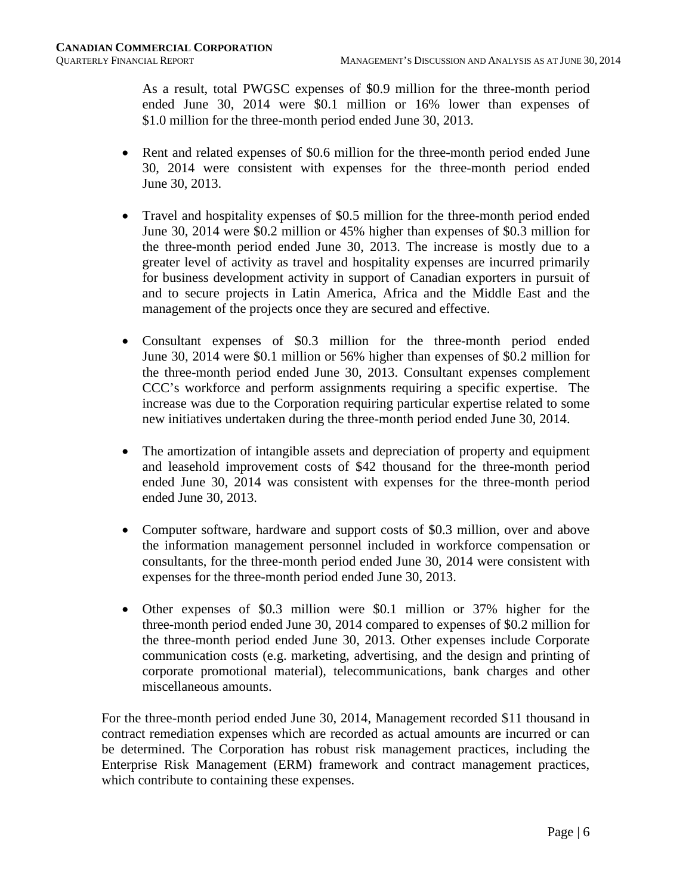As a result, total PWGSC expenses of $0.9 million for the three-month period ended June 30, 2014 were $0.1 million or 16% lower than expenses of $1.0 million for the three-month period ended June 30, 2013.

- Rent and related expenses of $0.6 million for the three-month period ended June 30, 2014 were consistent with expenses for the three-month period ended June 30, 2013.

- Travel and hospitality expenses of $0.5 million for the three-month period ended June 30, 2014 were $0.2 million or 45% higher than expenses of $0.3 million for the three-month period ended June 30, 2013. The increase is mostly due to a greater level of activity as travel and hospitality expenses are incurred primarily for business development activity in support of Canadian exporters in pursuit of and to secure projects in Latin America, Africa and the Middle East and the management of the projects once they are secured and effective.

- Consultant expenses of $0.3 million for the three-month period ended June 30, 2014 were $0.1 million or 56% higher than expenses of $0.2 million for the three-month period ended June 30, 2013. Consultant expenses complement CCC's workforce and perform assignments requiring a specific expertise. The increase was due to the Corporation requiring particular expertise related to some new initiatives undertaken during the three-month period ended June 30, 2014.

- The amortization of intangible assets and depreciation of property and equipment and leasehold improvement costs of $42 thousand for the three-month period ended June 30, 2014 was consistent with expenses for the three-month period ended June 30, 2013.

- Computer software, hardware and support costs of $0.3 million, over and above the information management personnel included in workforce compensation or consultants, for the three-month period ended June 30, 2014 were consistent with expenses for the three-month period ended June 30, 2013.

- Other expenses of $0.3 million were $0.1 million or 37% higher for the three-month period ended June 30, 2014 compared to expenses of $0.2 million for the three-month period ended June 30, 2013. Other expenses include Corporate communication costs (e.g. marketing, advertising, and the design and printing of corporate promotional material), telecommunications, bank charges and other miscellaneous amounts.

For the three-month period ended June 30, 2014, Management recorded $11 thousand in contract remediation expenses which are recorded as actual amounts are incurred or can be determined. The Corporation has robust risk management practices, including the Enterprise Risk Management (ERM) framework and contract management practices, which contribute to containing these expenses.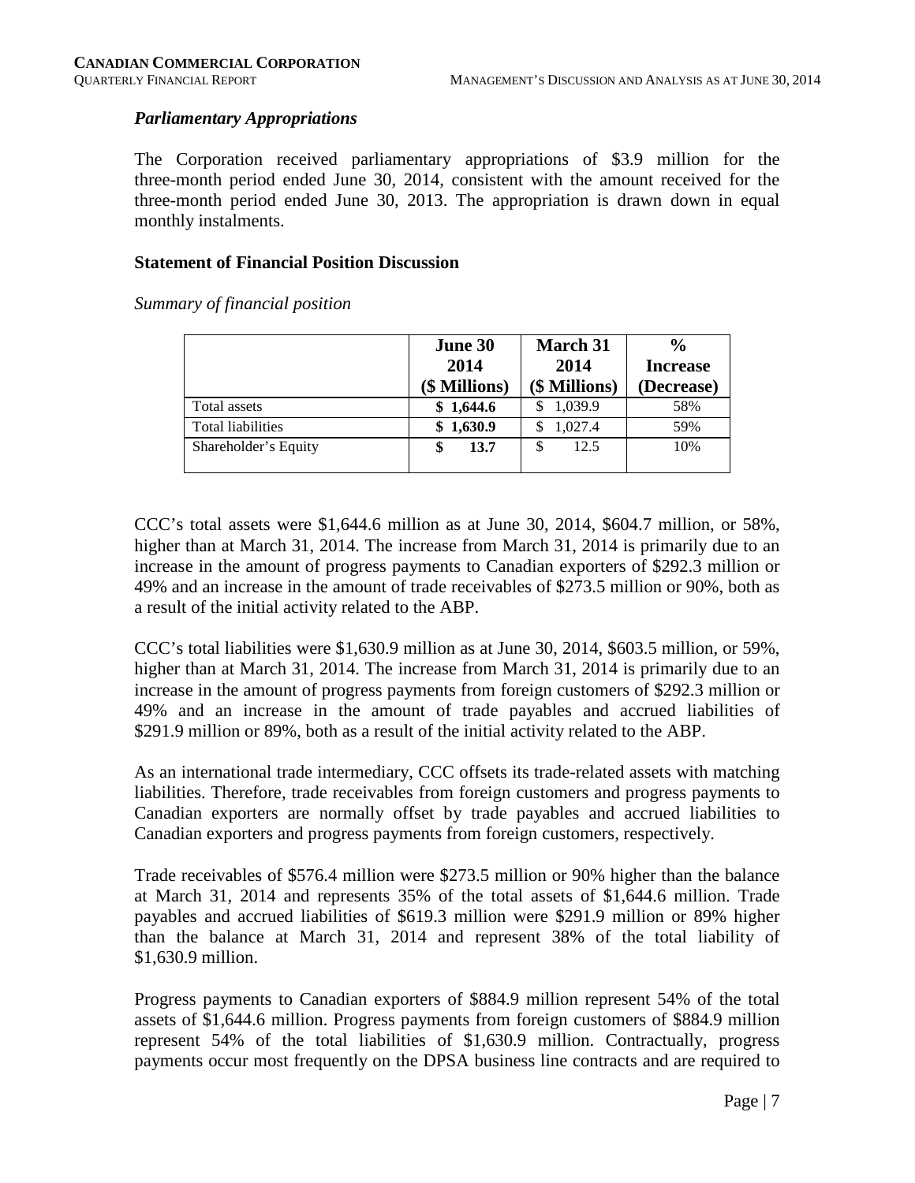### *Parliamentary Appropriations*

The Corporation received parliamentary appropriations of $3.9 million for the three-month period ended June 30, 2014, consistent with the amount received for the three-month period ended June 30, 2013. The appropriation is drawn down in equal monthly instalments.

### Statement of Financial Position Discussion

*Summary of financial position*

| | June 30 2014 ($ Millions) | March 31 2014 ($ Millions) | % Increase (Decrease) |
|---|---|---|---|
| Total assets | **$ 1,644.6** | $ 1,039.9 | 58% |
| Total liabilities | **$ 1,630.9** | $ 1,027.4 | 59% |
| Shareholder's Equity | **$ 13.7** | $ 12.5 | 10% |

CCC's total assets were $1,644.6 million as at June 30, 2014, $604.7 million, or 58%, higher than at March 31, 2014. The increase from March 31, 2014 is primarily due to an increase in the amount of progress payments to Canadian exporters of $292.3 million or 49% and an increase in the amount of trade receivables of $273.5 million or 90%, both as a result of the initial activity related to the ABP.

CCC's total liabilities were $1,630.9 million as at June 30, 2014, $603.5 million, or 59%, higher than at March 31, 2014. The increase from March 31, 2014 is primarily due to an increase in the amount of progress payments from foreign customers of $292.3 million or 49% and an increase in the amount of trade payables and accrued liabilities of $291.9 million or 89%, both as a result of the initial activity related to the ABP.

As an international trade intermediary, CCC offsets its trade-related assets with matching liabilities. Therefore, trade receivables from foreign customers and progress payments to Canadian exporters are normally offset by trade payables and accrued liabilities to Canadian exporters and progress payments from foreign customers, respectively.

Trade receivables of $576.4 million were $273.5 million or 90% higher than the balance at March 31, 2014 and represents 35% of the total assets of $1,644.6 million. Trade payables and accrued liabilities of $619.3 million were $291.9 million or 89% higher than the balance at March 31, 2014 and represent 38% of the total liability of $1,630.9 million.

Progress payments to Canadian exporters of $884.9 million represent 54% of the total assets of $1,644.6 million. Progress payments from foreign customers of $884.9 million represent 54% of the total liabilities of $1,630.9 million. Contractually, progress payments occur most frequently on the DPSA business line contracts and are required to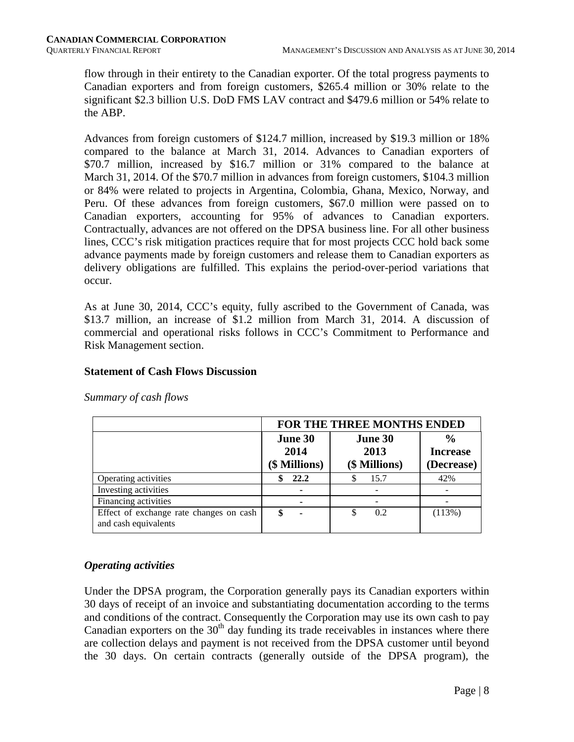flow through in their entirety to the Canadian exporter. Of the total progress payments to Canadian exporters and from foreign customers, $265.4 million or 30% relate to the significant $2.3 billion U.S. DoD FMS LAV contract and $479.6 million or 54% relate to the ABP.

Advances from foreign customers of $124.7 million, increased by $19.3 million or 18% compared to the balance at March 31, 2014. Advances to Canadian exporters of $70.7 million, increased by $16.7 million or 31% compared to the balance at March 31, 2014. Of the $70.7 million in advances from foreign customers, $104.3 million or 84% were related to projects in Argentina, Colombia, Ghana, Mexico, Norway, and Peru. Of these advances from foreign customers, $67.0 million were passed on to Canadian exporters, accounting for 95% of advances to Canadian exporters. Contractually, advances are not offered on the DPSA business line. For all other business lines, CCC's risk mitigation practices require that for most projects CCC hold back some advance payments made by foreign customers and release them to Canadian exporters as delivery obligations are fulfilled. This explains the period-over-period variations that occur.

As at June 30, 2014, CCC's equity, fully ascribed to the Government of Canada, was $13.7 million, an increase of $1.2 million from March 31, 2014. A discussion of commercial and operational risks follows in CCC's Commitment to Performance and Risk Management section.

### Statement of Cash Flows Discussion

*Summary of cash flows*

| | **FOR THE THREE MONTHS ENDED** | | |
|---|---|---|---|
| | **June 30 2014 ($ Millions)** | **June 30 2013 ($ Millions)** | **% Increase (Decrease)** |
| Operating activities | **$ 22.2** | $ 15.7 | 42% |
| Investing activities | **-** | - | - |
| Financing activities | **-** | - | - |
| Effect of exchange rate changes on cash and cash equivalents | **$ -** | $ 0.2 | (113%) |

### *Operating activities*

Under the DPSA program, the Corporation generally pays its Canadian exporters within 30 days of receipt of an invoice and substantiating documentation according to the terms and conditions of the contract. Consequently the Corporation may use its own cash to pay Canadian exporters on the 30th day funding its trade receivables in instances where there are collection delays and payment is not received from the DPSA customer until beyond the 30 days. On certain contracts (generally outside of the DPSA program), the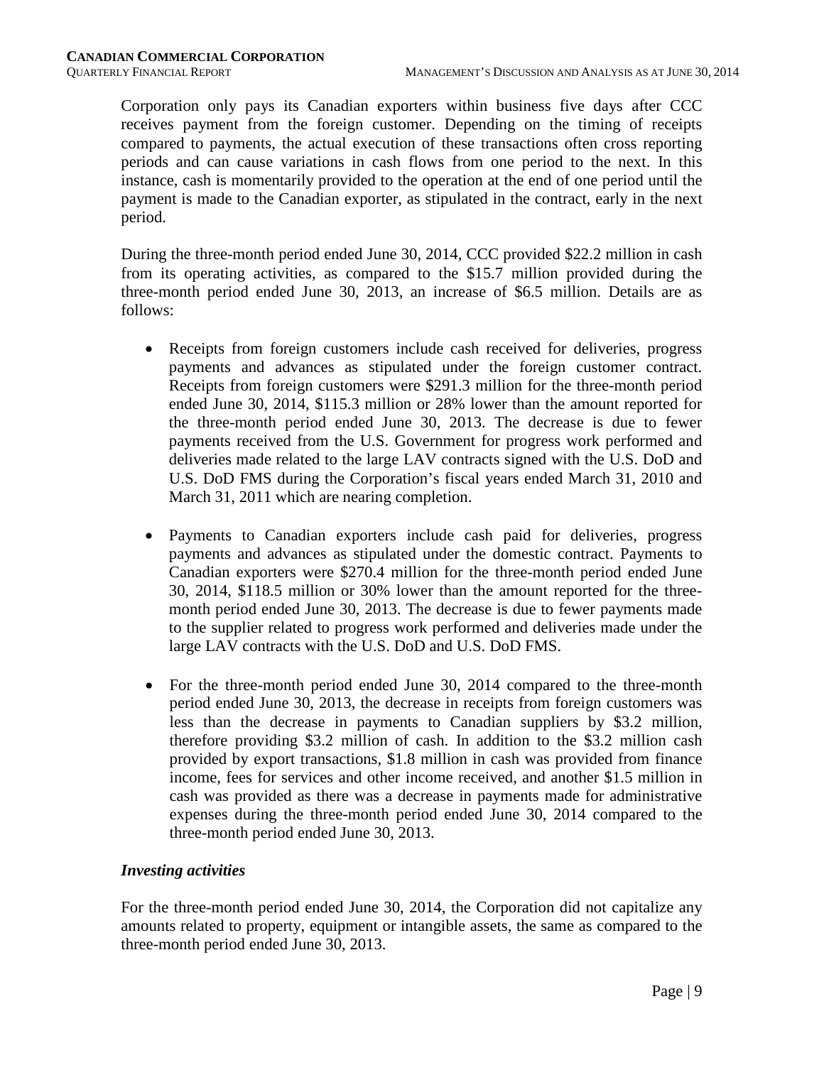Corporation only pays its Canadian exporters within business five days after CCC receives payment from the foreign customer. Depending on the timing of receipts compared to payments, the actual execution of these transactions often cross reporting periods and can cause variations in cash flows from one period to the next. In this instance, cash is momentarily provided to the operation at the end of one period until the payment is made to the Canadian exporter, as stipulated in the contract, early in the next period.

During the three-month period ended June 30, 2014, CCC provided $22.2 million in cash from its operating activities, as compared to the $15.7 million provided during the three-month period ended June 30, 2013, an increase of $6.5 million. Details are as follows:

- Receipts from foreign customers include cash received for deliveries, progress payments and advances as stipulated under the foreign customer contract. Receipts from foreign customers were $291.3 million for the three-month period ended June 30, 2014, $115.3 million or 28% lower than the amount reported for the three-month period ended June 30, 2013. The decrease is due to fewer payments received from the U.S. Government for progress work performed and deliveries made related to the large LAV contracts signed with the U.S. DoD and U.S. DoD FMS during the Corporation's fiscal years ended March 31, 2010 and March 31, 2011 which are nearing completion.

- Payments to Canadian exporters include cash paid for deliveries, progress payments and advances as stipulated under the domestic contract. Payments to Canadian exporters were $270.4 million for the three-month period ended June 30, 2014, $118.5 million or 30% lower than the amount reported for the three-month period ended June 30, 2013. The decrease is due to fewer payments made to the supplier related to progress work performed and deliveries made under the large LAV contracts with the U.S. DoD and U.S. DoD FMS.

- For the three-month period ended June 30, 2014 compared to the three-month period ended June 30, 2013, the decrease in receipts from foreign customers was less than the decrease in payments to Canadian suppliers by $3.2 million, therefore providing $3.2 million of cash. In addition to the $3.2 million cash provided by export transactions, $1.8 million in cash was provided from finance income, fees for services and other income received, and another $1.5 million in cash was provided as there was a decrease in payments made for administrative expenses during the three-month period ended June 30, 2014 compared to the three-month period ended June 30, 2013.

### *Investing activities*

For the three-month period ended June 30, 2014, the Corporation did not capitalize any amounts related to property, equipment or intangible assets, the same as compared to the three-month period ended June 30, 2013.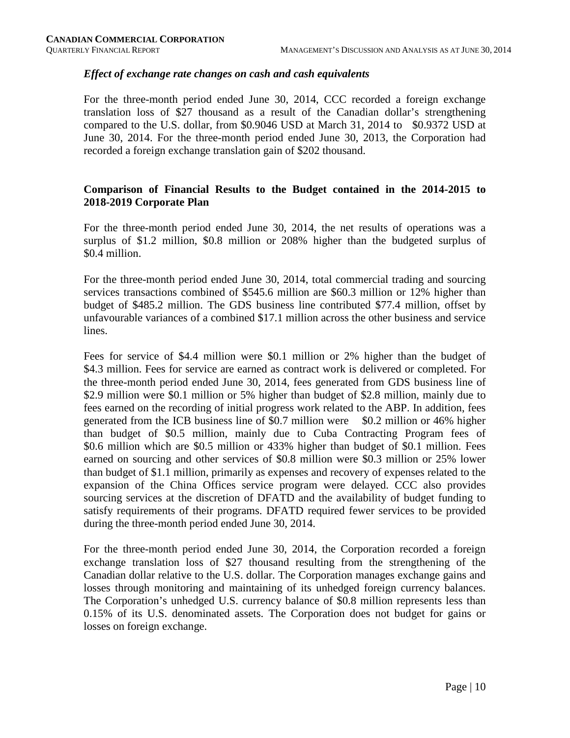### *Effect of exchange rate changes on cash and cash equivalents*

For the three-month period ended June 30, 2014, CCC recorded a foreign exchange translation loss of $27 thousand as a result of the Canadian dollar's strengthening compared to the U.S. dollar, from $0.9046 USD at March 31, 2014 to $0.9372 USD at June 30, 2014. For the three-month period ended June 30, 2013, the Corporation had recorded a foreign exchange translation gain of $202 thousand.

## Comparison of Financial Results to the Budget contained in the 2014-2015 to 2018-2019 Corporate Plan

For the three-month period ended June 30, 2014, the net results of operations was a surplus of $1.2 million, $0.8 million or 208% higher than the budgeted surplus of $0.4 million.

For the three-month period ended June 30, 2014, total commercial trading and sourcing services transactions combined of $545.6 million are $60.3 million or 12% higher than budget of $485.2 million. The GDS business line contributed $77.4 million, offset by unfavourable variances of a combined $17.1 million across the other business and service lines.

Fees for service of $4.4 million were $0.1 million or 2% higher than the budget of $4.3 million. Fees for service are earned as contract work is delivered or completed. For the three-month period ended June 30, 2014, fees generated from GDS business line of $2.9 million were $0.1 million or 5% higher than budget of $2.8 million, mainly due to fees earned on the recording of initial progress work related to the ABP. In addition, fees generated from the ICB business line of $0.7 million were $0.2 million or 46% higher than budget of $0.5 million, mainly due to Cuba Contracting Program fees of $0.6 million which are $0.5 million or 433% higher than budget of $0.1 million. Fees earned on sourcing and other services of $0.8 million were $0.3 million or 25% lower than budget of $1.1 million, primarily as expenses and recovery of expenses related to the expansion of the China Offices service program were delayed. CCC also provides sourcing services at the discretion of DFATD and the availability of budget funding to satisfy requirements of their programs. DFATD required fewer services to be provided during the three-month period ended June 30, 2014.

For the three-month period ended June 30, 2014, the Corporation recorded a foreign exchange translation loss of $27 thousand resulting from the strengthening of the Canadian dollar relative to the U.S. dollar. The Corporation manages exchange gains and losses through monitoring and maintaining of its unhedged foreign currency balances. The Corporation's unhedged U.S. currency balance of $0.8 million represents less than 0.15% of its U.S. denominated assets. The Corporation does not budget for gains or losses on foreign exchange.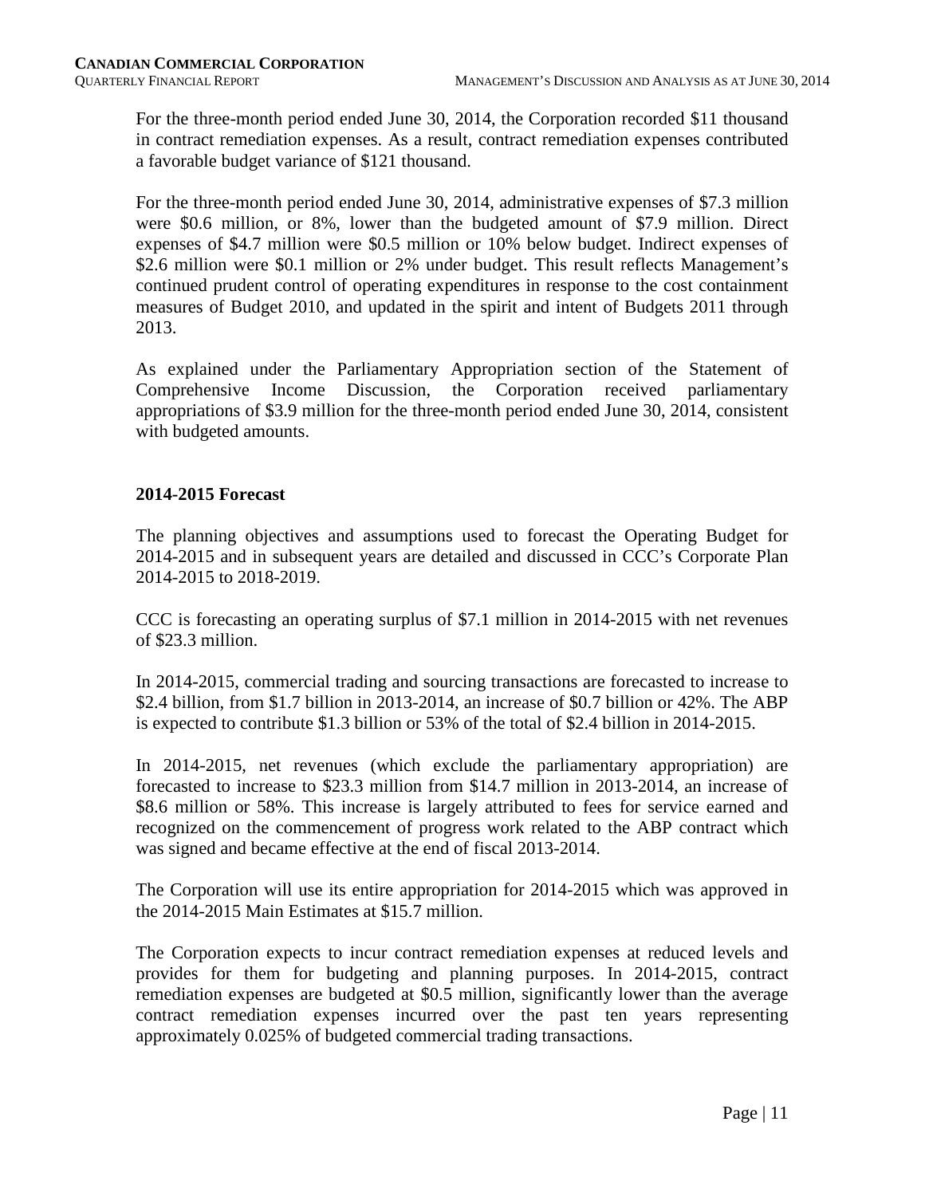For the three-month period ended June 30, 2014, the Corporation recorded $11 thousand in contract remediation expenses. As a result, contract remediation expenses contributed a favorable budget variance of $121 thousand.

For the three-month period ended June 30, 2014, administrative expenses of $7.3 million were $0.6 million, or 8%, lower than the budgeted amount of $7.9 million. Direct expenses of $4.7 million were $0.5 million or 10% below budget. Indirect expenses of $2.6 million were $0.1 million or 2% under budget. This result reflects Management's continued prudent control of operating expenditures in response to the cost containment measures of Budget 2010, and updated in the spirit and intent of Budgets 2011 through 2013.

As explained under the Parliamentary Appropriation section of the Statement of Comprehensive Income Discussion, the Corporation received parliamentary appropriations of $3.9 million for the three-month period ended June 30, 2014, consistent with budgeted amounts.

**2014-2015 Forecast**

The planning objectives and assumptions used to forecast the Operating Budget for 2014-2015 and in subsequent years are detailed and discussed in CCC's Corporate Plan 2014-2015 to 2018-2019.

CCC is forecasting an operating surplus of $7.1 million in 2014-2015 with net revenues of $23.3 million.

In 2014-2015, commercial trading and sourcing transactions are forecasted to increase to $2.4 billion, from $1.7 billion in 2013-2014, an increase of $0.7 billion or 42%. The ABP is expected to contribute $1.3 billion or 53% of the total of $2.4 billion in 2014-2015.

In 2014-2015, net revenues (which exclude the parliamentary appropriation) are forecasted to increase to $23.3 million from $14.7 million in 2013-2014, an increase of $8.6 million or 58%. This increase is largely attributed to fees for service earned and recognized on the commencement of progress work related to the ABP contract which was signed and became effective at the end of fiscal 2013-2014.

The Corporation will use its entire appropriation for 2014-2015 which was approved in the 2014-2015 Main Estimates at $15.7 million.

The Corporation expects to incur contract remediation expenses at reduced levels and provides for them for budgeting and planning purposes. In 2014-2015, contract remediation expenses are budgeted at $0.5 million, significantly lower than the average contract remediation expenses incurred over the past ten years representing approximately 0.025% of budgeted commercial trading transactions.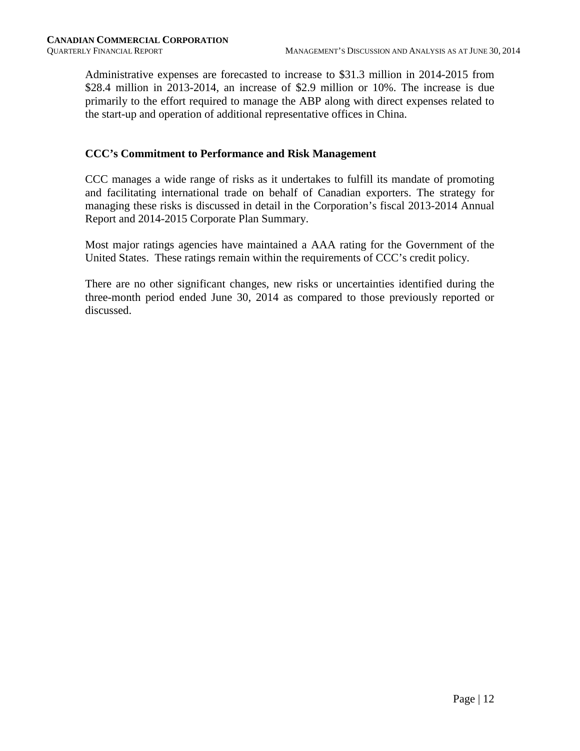Administrative expenses are forecasted to increase to $31.3 million in 2014-2015 from $28.4 million in 2013-2014, an increase of $2.9 million or 10%. The increase is due primarily to the effort required to manage the ABP along with direct expenses related to the start-up and operation of additional representative offices in China.

### CCC's Commitment to Performance and Risk Management

CCC manages a wide range of risks as it undertakes to fulfill its mandate of promoting and facilitating international trade on behalf of Canadian exporters. The strategy for managing these risks is discussed in detail in the Corporation's fiscal 2013-2014 Annual Report and 2014-2015 Corporate Plan Summary.

Most major ratings agencies have maintained a AAA rating for the Government of the United States. These ratings remain within the requirements of CCC's credit policy.

There are no other significant changes, new risks or uncertainties identified during the three-month period ended June 30, 2014 as compared to those previously reported or discussed.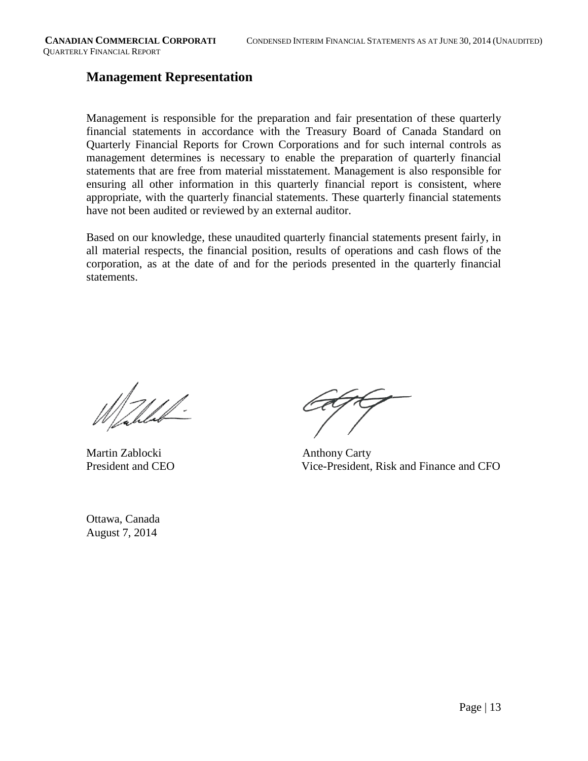## Management Representation

Management is responsible for the preparation and fair presentation of these quarterly financial statements in accordance with the Treasury Board of Canada Standard on Quarterly Financial Reports for Crown Corporations and for such internal controls as management determines is necessary to enable the preparation of quarterly financial statements that are free from material misstatement. Management is also responsible for ensuring all other information in this quarterly financial report is consistent, where appropriate, with the quarterly financial statements. These quarterly financial statements have not been audited or reviewed by an external auditor.

Based on our knowledge, these unaudited quarterly financial statements present fairly, in all material respects, the financial position, results of operations and cash flows of the corporation, as at the date of and for the periods presented in the quarterly financial statements.

Martin Zablocki
President and CEO

Anthony Carty
Vice-President, Risk and Finance and CFO

Ottawa, Canada
August 7, 2014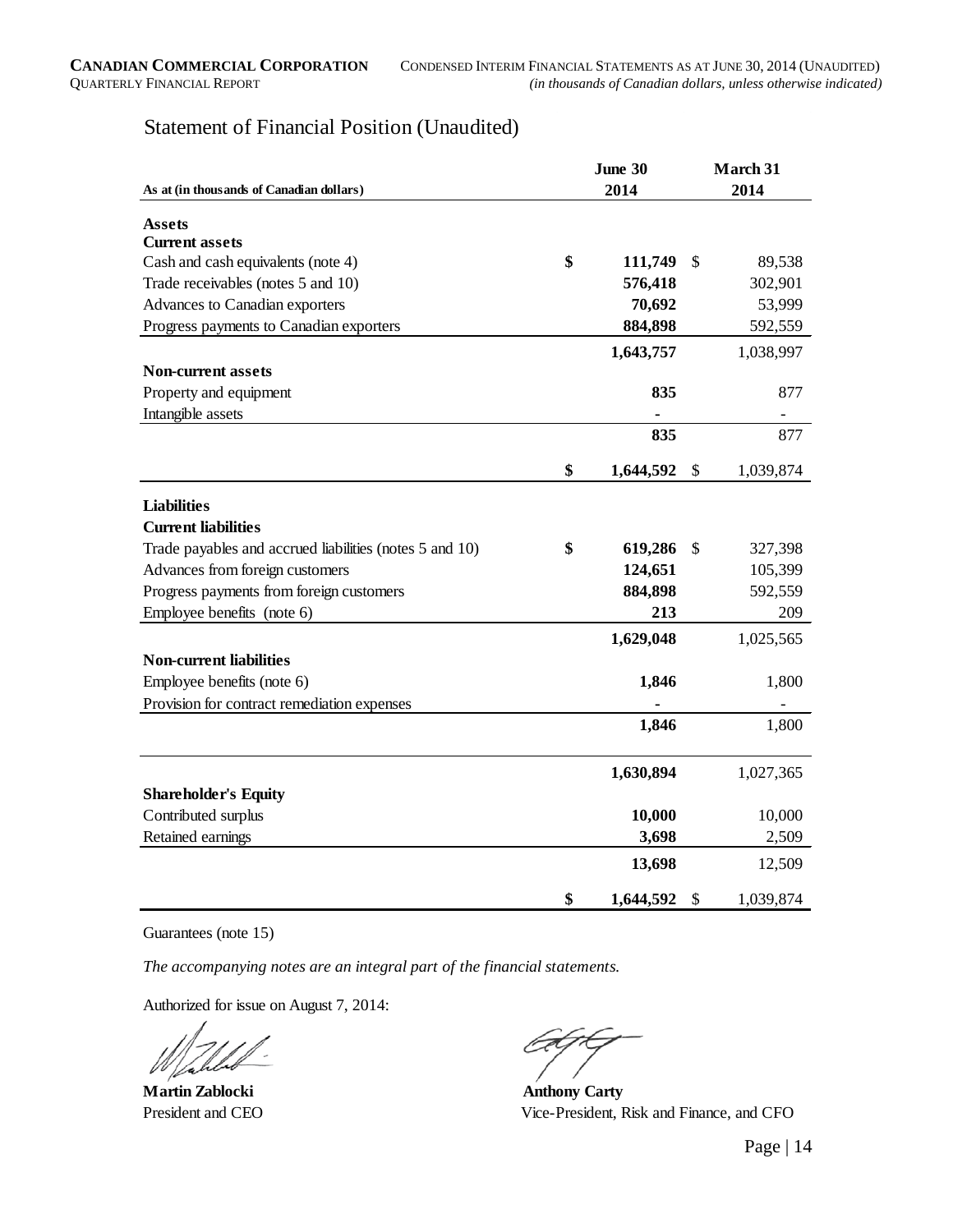## Statement of Financial Position (Unaudited)

| As at (in thousands of Canadian dollars) | June 30 2014 | March 31 2014 |
|---|---|---|
| **Assets** | | |
| **Current assets** | | |
| Cash and cash equivalents (note 4) | **$ 111,749** | $ 89,538 |
| Trade receivables (notes 5 and 10) | **576,418** | 302,901 |
| Advances to Canadian exporters | **70,692** | 53,999 |
| Progress payments to Canadian exporters | **884,898** | 592,559 |
| | **1,643,757** | 1,038,997 |
| **Non-current assets** | | |
| Property and equipment | **835** | 877 |
| Intangible assets | **-** | - |
| | **835** | 877 |
| | **$ 1,644,592** | $ 1,039,874 |
| **Liabilities** | | |
| **Current liabilities** | | |
| Trade payables and accrued liabilities (notes 5 and 10) | **$ 619,286** | $ 327,398 |
| Advances from foreign customers | **124,651** | 105,399 |
| Progress payments from foreign customers | **884,898** | 592,559 |
| Employee benefits (note 6) | **213** | 209 |
| | **1,629,048** | 1,025,565 |
| **Non-current liabilities** | | |
| Employee benefits (note 6) | **1,846** | 1,800 |
| Provision for contract remediation expenses | **-** | - |
| | **1,846** | 1,800 |
| | **1,630,894** | 1,027,365 |
| **Shareholder's Equity** | | |
| Contributed surplus | **10,000** | 10,000 |
| Retained earnings | **3,698** | 2,509 |
| | **13,698** | 12,509 |
| | **$ 1,644,592** | $ 1,039,874 |

Guarantees (note 15)

*The accompanying notes are an integral part of the financial statements.*

Authorized for issue on August 7, 2014:

**Martin Zablocki**
President and CEO

**Anthony Carty**
Vice-President, Risk and Finance, and CFO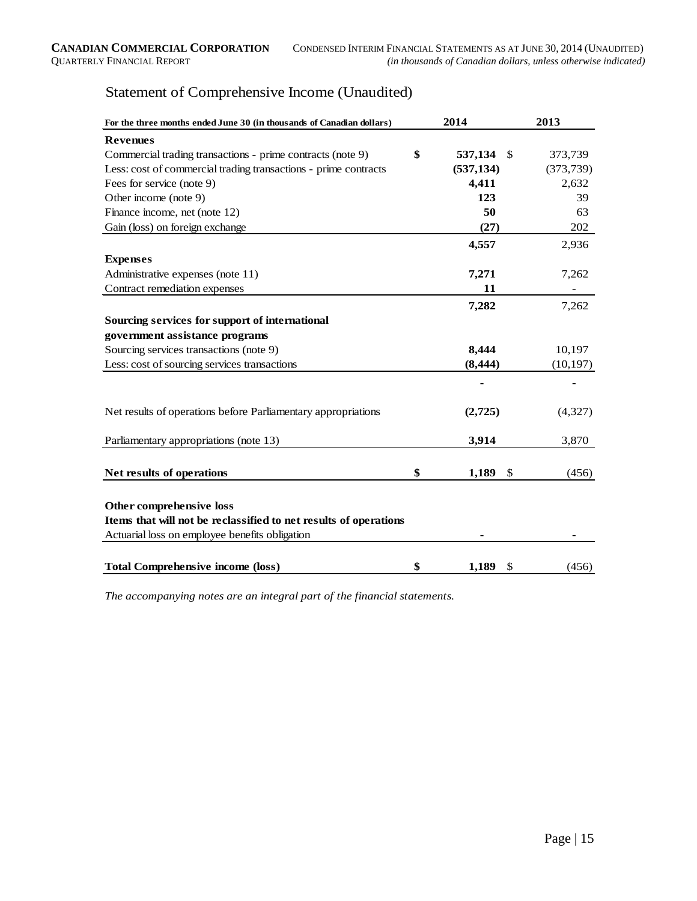# Statement of Comprehensive Income (Unaudited)

| For the three months ended June 30 (in thousands of Canadian dollars) | 2014 | 2013 |
|---|---|---|
| **Revenues** | | |
| Commercial trading transactions - prime contracts (note 9) | **$ 537,134** | $ 373,739 |
| Less: cost of commercial trading transactions - prime contracts | **(537,134)** | (373,739) |
| Fees for service (note 9) | **4,411** | 2,632 |
| Other income (note 9) | **123** | 39 |
| Finance income, net (note 12) | **50** | 63 |
| Gain (loss) on foreign exchange | **(27)** | 202 |
| | **4,557** | 2,936 |
| **Expenses** | | |
| Administrative expenses (note 11) | **7,271** | 7,262 |
| Contract remediation expenses | **11** | - |
| | **7,282** | 7,262 |
| **Sourcing services for support of international government assistance programs** | | |
| Sourcing services transactions (note 9) | **8,444** | 10,197 |
| Less: cost of sourcing services transactions | **(8,444)** | (10,197) |
| | **-** | - |
| Net results of operations before Parliamentary appropriations | **(2,725)** | (4,327) |
| Parliamentary appropriations (note 13) | **3,914** | 3,870 |
| **Net results of operations** | **$ 1,189** | $ (456) |
| **Other comprehensive loss** | | |
| **Items that will not be reclassified to net results of operations** | | |
| Actuarial loss on employee benefits obligation | **-** | - |
| **Total Comprehensive income (loss)** | **$ 1,189** | $ (456) |

*The accompanying notes are an integral part of the financial statements.*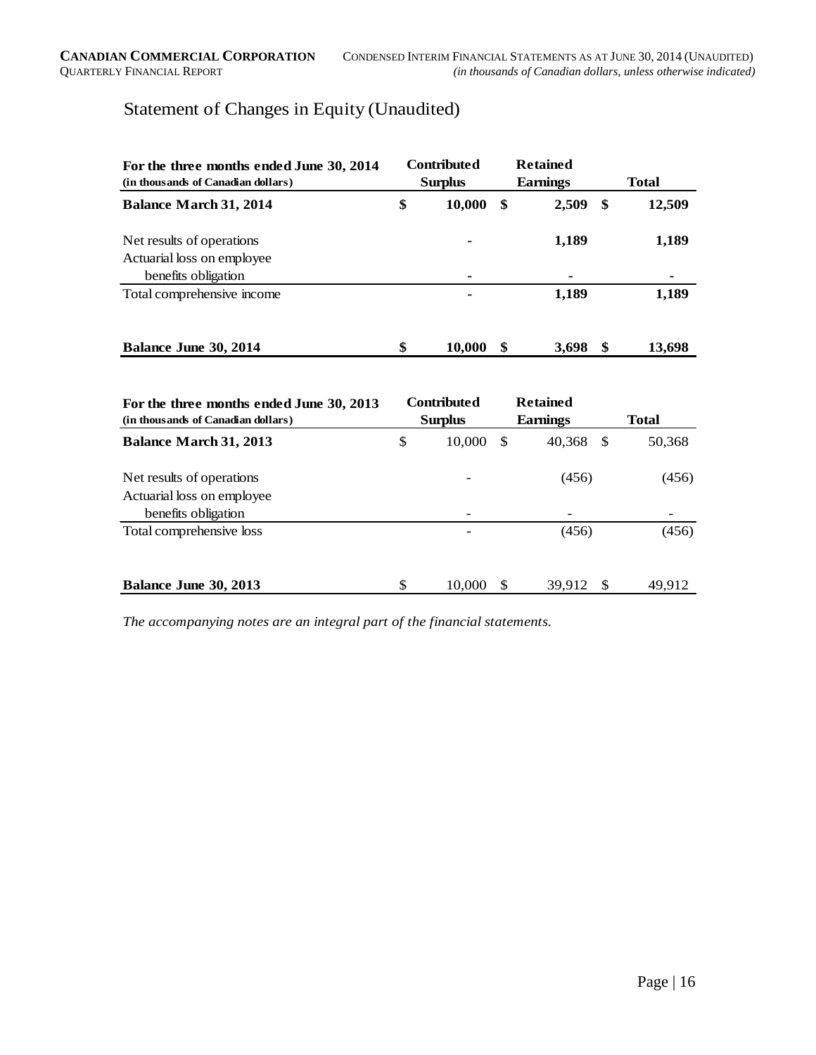# Statement of Changes in Equity (Unaudited)

| For the three months ended June 30, 2014 (in thousands of Canadian dollars) | Contributed Surplus | Retained Earnings | Total |
|---|---|---|---|
| **Balance March 31, 2014** | **$ 10,000** | **$ 2,509** | **$ 12,509** |
| Net results of operations | - | **1,189** | **1,189** |
| Actuarial loss on employee benefits obligation | - | - | - |
| Total comprehensive income | - | **1,189** | **1,189** |
| **Balance June 30, 2014** | **$ 10,000** | **$ 3,698** | **$ 13,698** |

| For the three months ended June 30, 2013 (in thousands of Canadian dollars) | Contributed Surplus | Retained Earnings | Total |
|---|---|---|---|
| **Balance March 31, 2013** | $ 10,000 | $ 40,368 | $ 50,368 |
| Net results of operations | - | (456) | (456) |
| Actuarial loss on employee benefits obligation | - | - | - |
| Total comprehensive loss | - | (456) | (456) |
| **Balance June 30, 2013** | $ 10,000 | $ 39,912 | $ 49,912 |

*The accompanying notes are an integral part of the financial statements.*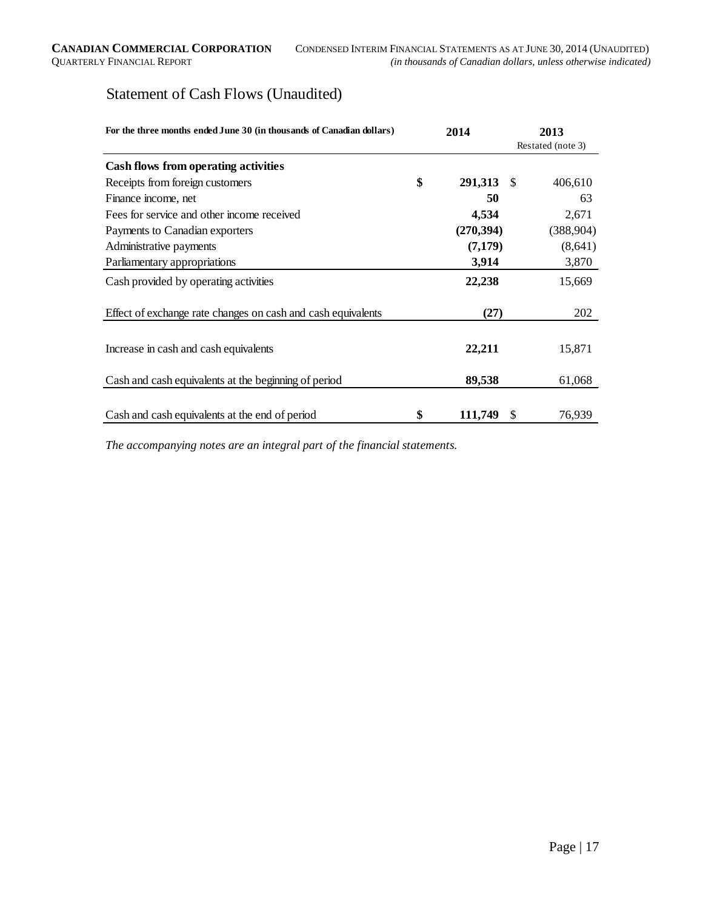## Statement of Cash Flows (Unaudited)

| For the three months ended June 30 (in thousands of Canadian dollars) | 2014 | 2013 Restated (note 3) |
|---|---|---|
| **Cash flows from operating activities** | | |
| Receipts from foreign customers | **$ 291,313** | $ 406,610 |
| Finance income, net | **50** | 63 |
| Fees for service and other income received | **4,534** | 2,671 |
| Payments to Canadian exporters | **(270,394)** | (388,904) |
| Administrative payments | **(7,179)** | (8,641) |
| Parliamentary appropriations | **3,914** | 3,870 |
| Cash provided by operating activities | **22,238** | 15,669 |
| Effect of exchange rate changes on cash and cash equivalents | **(27)** | 202 |
| Increase in cash and cash equivalents | **22,211** | 15,871 |
| Cash and cash equivalents at the beginning of period | **89,538** | 61,068 |
| Cash and cash equivalents at the end of period | **$ 111,749** | $ 76,939 |

*The accompanying notes are an integral part of the financial statements.*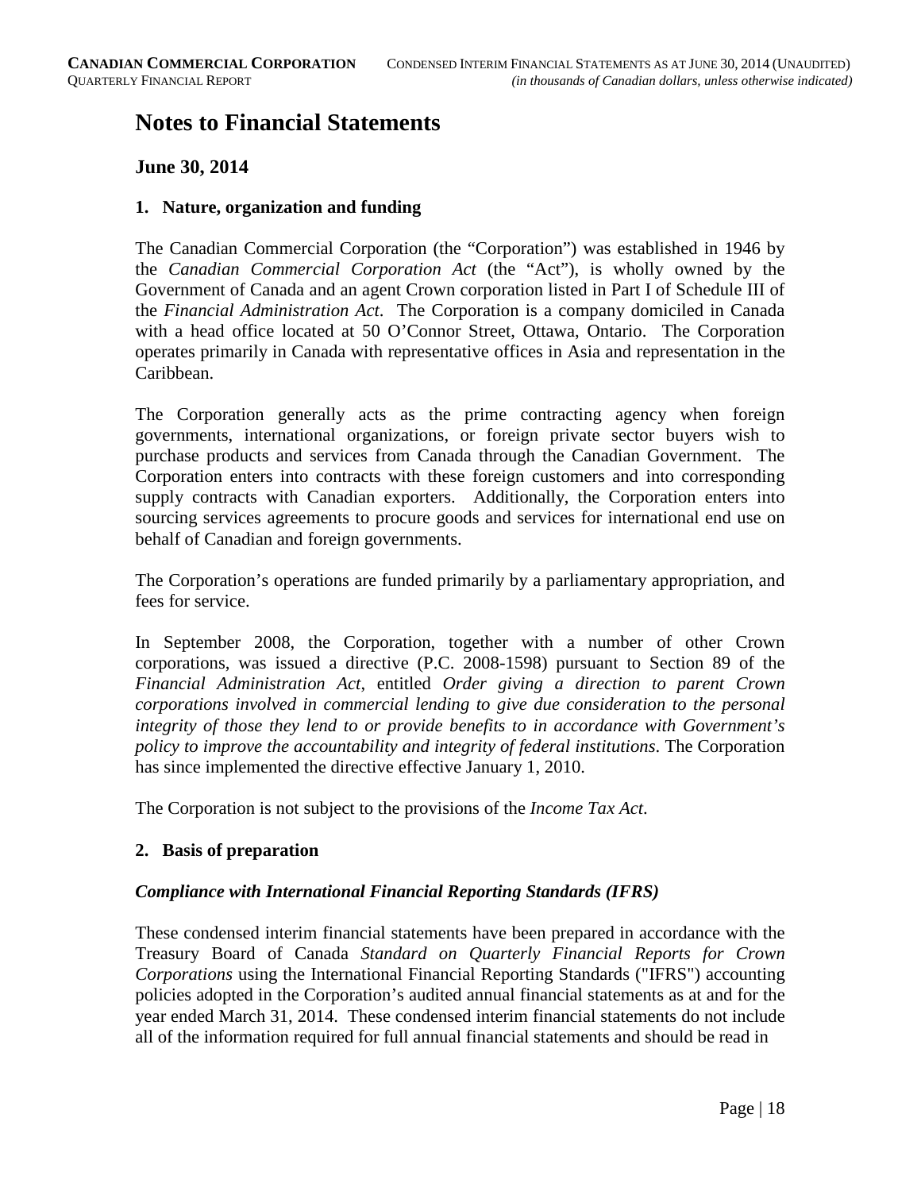# Notes to Financial Statements

## June 30, 2014

### 1. Nature, organization and funding

The Canadian Commercial Corporation (the "Corporation") was established in 1946 by the *Canadian Commercial Corporation Act* (the "Act"), is wholly owned by the Government of Canada and an agent Crown corporation listed in Part I of Schedule III of the *Financial Administration Act*. The Corporation is a company domiciled in Canada with a head office located at 50 O'Connor Street, Ottawa, Ontario. The Corporation operates primarily in Canada with representative offices in Asia and representation in the Caribbean.

The Corporation generally acts as the prime contracting agency when foreign governments, international organizations, or foreign private sector buyers wish to purchase products and services from Canada through the Canadian Government. The Corporation enters into contracts with these foreign customers and into corresponding supply contracts with Canadian exporters. Additionally, the Corporation enters into sourcing services agreements to procure goods and services for international end use on behalf of Canadian and foreign governments.

The Corporation's operations are funded primarily by a parliamentary appropriation, and fees for service.

In September 2008, the Corporation, together with a number of other Crown corporations, was issued a directive (P.C. 2008-1598) pursuant to Section 89 of the *Financial Administration Act,* entitled *Order giving a direction to parent Crown corporations involved in commercial lending to give due consideration to the personal integrity of those they lend to or provide benefits to in accordance with Government's policy to improve the accountability and integrity of federal institutions*. The Corporation has since implemented the directive effective January 1, 2010.

The Corporation is not subject to the provisions of the *Income Tax Act*.

### 2. Basis of preparation

***Compliance with International Financial Reporting Standards (IFRS)***

These condensed interim financial statements have been prepared in accordance with the Treasury Board of Canada *Standard on Quarterly Financial Reports for Crown Corporations* using the International Financial Reporting Standards ("IFRS") accounting policies adopted in the Corporation's audited annual financial statements as at and for the year ended March 31, 2014. These condensed interim financial statements do not include all of the information required for full annual financial statements and should be read in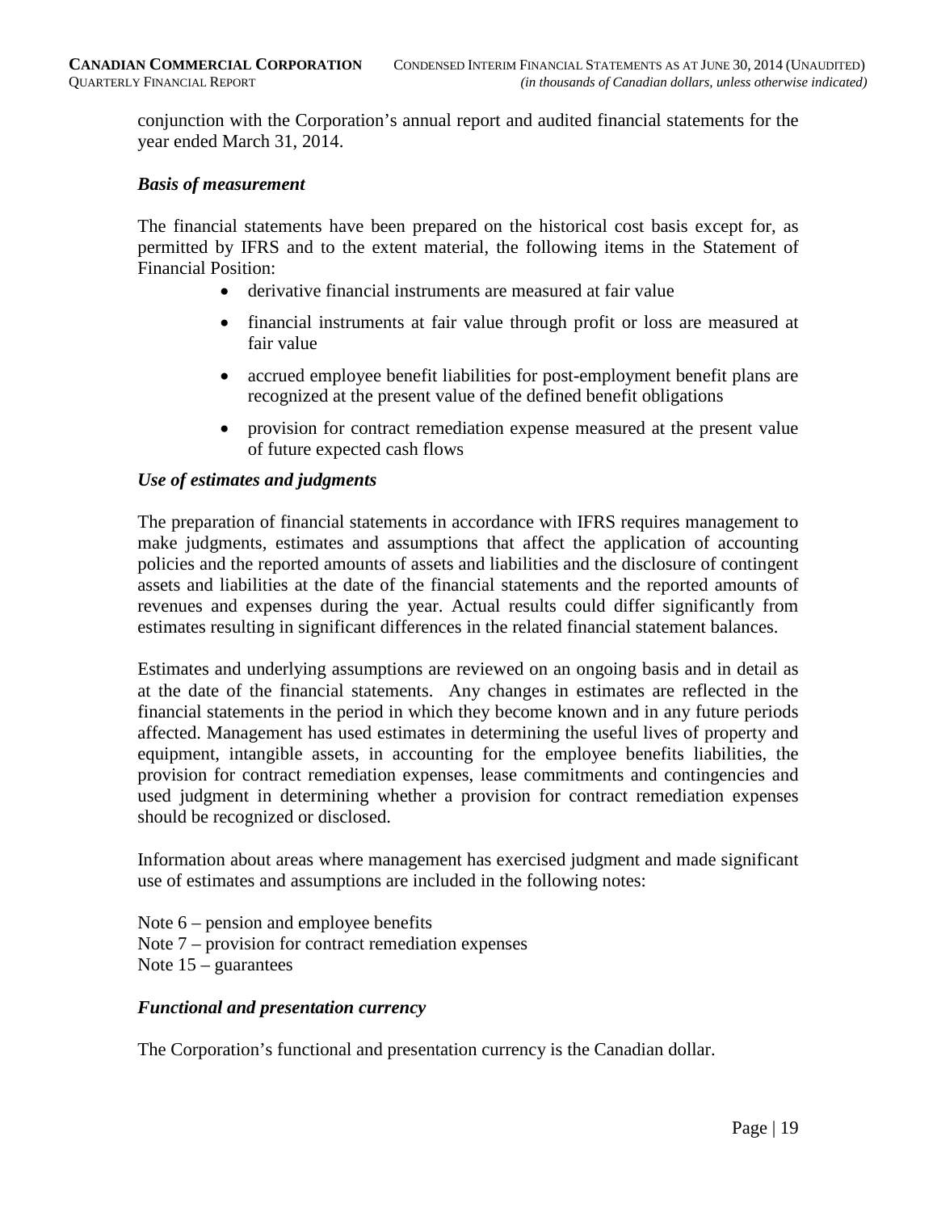conjunction with the Corporation's annual report and audited financial statements for the year ended March 31, 2014.

***Basis of measurement***

The financial statements have been prepared on the historical cost basis except for, as permitted by IFRS and to the extent material, the following items in the Statement of Financial Position:

- derivative financial instruments are measured at fair value
- financial instruments at fair value through profit or loss are measured at fair value
- accrued employee benefit liabilities for post-employment benefit plans are recognized at the present value of the defined benefit obligations
- provision for contract remediation expense measured at the present value of future expected cash flows

***Use of estimates and judgments***

The preparation of financial statements in accordance with IFRS requires management to make judgments, estimates and assumptions that affect the application of accounting policies and the reported amounts of assets and liabilities and the disclosure of contingent assets and liabilities at the date of the financial statements and the reported amounts of revenues and expenses during the year. Actual results could differ significantly from estimates resulting in significant differences in the related financial statement balances.

Estimates and underlying assumptions are reviewed on an ongoing basis and in detail as at the date of the financial statements. Any changes in estimates are reflected in the financial statements in the period in which they become known and in any future periods affected. Management has used estimates in determining the useful lives of property and equipment, intangible assets, in accounting for the employee benefits liabilities, the provision for contract remediation expenses, lease commitments and contingencies and used judgment in determining whether a provision for contract remediation expenses should be recognized or disclosed.

Information about areas where management has exercised judgment and made significant use of estimates and assumptions are included in the following notes:

Note 6 – pension and employee benefits
Note 7 – provision for contract remediation expenses
Note 15 – guarantees

***Functional and presentation currency***

The Corporation's functional and presentation currency is the Canadian dollar.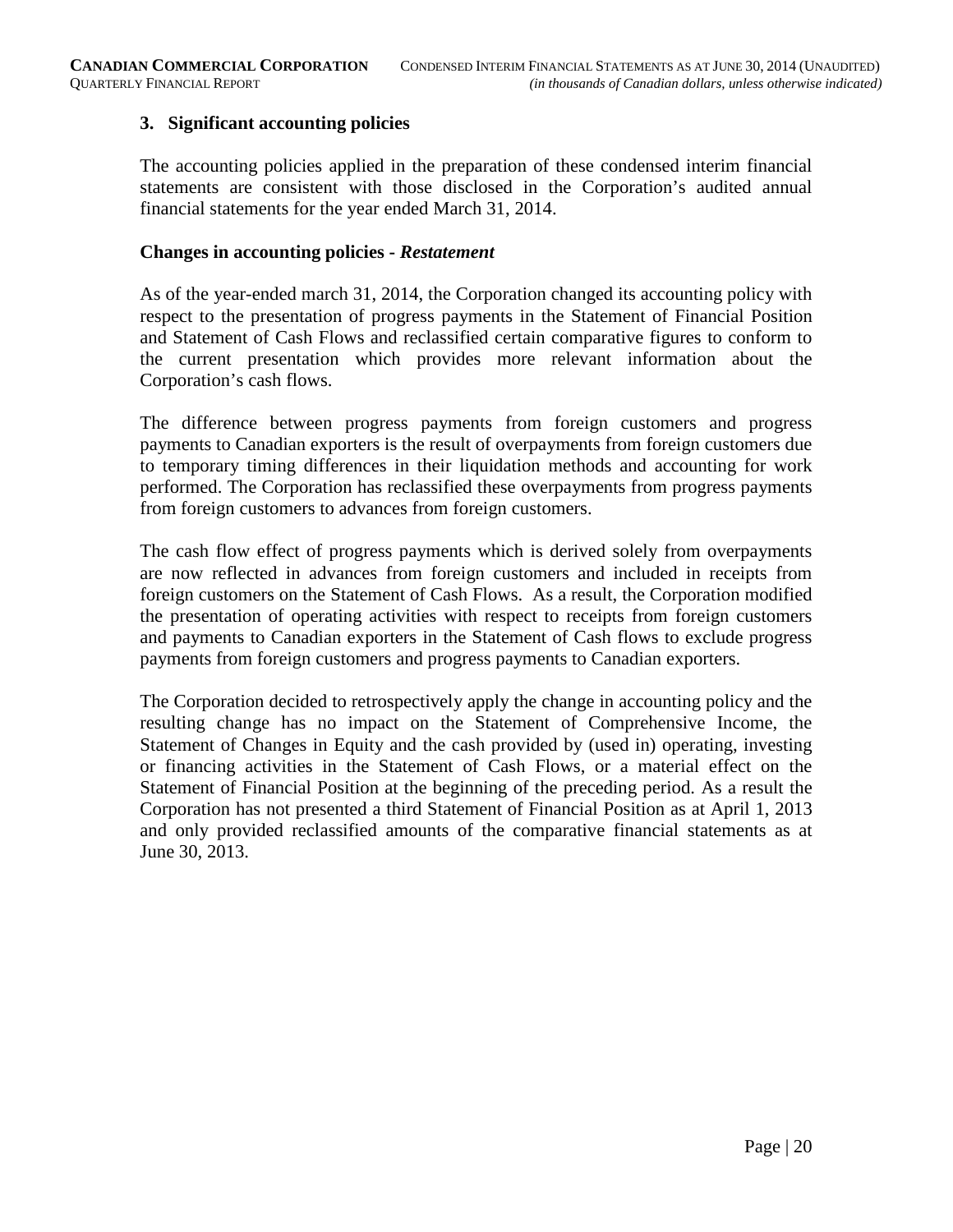## 3. Significant accounting policies

The accounting policies applied in the preparation of these condensed interim financial statements are consistent with those disclosed in the Corporation's audited annual financial statements for the year ended March 31, 2014.

### Changes in accounting policies - *Restatement*

As of the year-ended march 31, 2014, the Corporation changed its accounting policy with respect to the presentation of progress payments in the Statement of Financial Position and Statement of Cash Flows and reclassified certain comparative figures to conform to the current presentation which provides more relevant information about the Corporation's cash flows.

The difference between progress payments from foreign customers and progress payments to Canadian exporters is the result of overpayments from foreign customers due to temporary timing differences in their liquidation methods and accounting for work performed. The Corporation has reclassified these overpayments from progress payments from foreign customers to advances from foreign customers.

The cash flow effect of progress payments which is derived solely from overpayments are now reflected in advances from foreign customers and included in receipts from foreign customers on the Statement of Cash Flows. As a result, the Corporation modified the presentation of operating activities with respect to receipts from foreign customers and payments to Canadian exporters in the Statement of Cash flows to exclude progress payments from foreign customers and progress payments to Canadian exporters.

The Corporation decided to retrospectively apply the change in accounting policy and the resulting change has no impact on the Statement of Comprehensive Income, the Statement of Changes in Equity and the cash provided by (used in) operating, investing or financing activities in the Statement of Cash Flows, or a material effect on the Statement of Financial Position at the beginning of the preceding period. As a result the Corporation has not presented a third Statement of Financial Position as at April 1, 2013 and only provided reclassified amounts of the comparative financial statements as at June 30, 2013.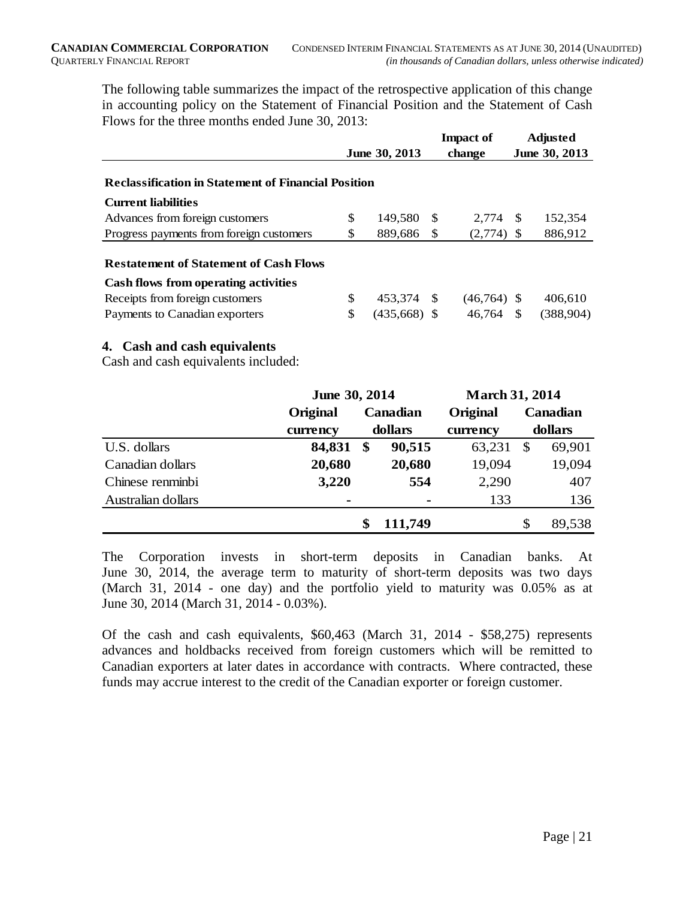The following table summarizes the impact of the retrospective application of this change in accounting policy on the Statement of Financial Position and the Statement of Cash Flows for the three months ended June 30, 2013:

| | June 30, 2013 | Impact of change | Adjusted June 30, 2013 |
|---|---|---|---|
| **Reclassification in Statement of Financial Position** | | | |
| **Current liabilities** | | | |
| Advances from foreign customers | $ 149,580 | $ 2,774 | $ 152,354 |
| Progress payments from foreign customers | $ 889,686 | $ (2,774) | $ 886,912 |
| **Restatement of Statement of Cash Flows** | | | |
| **Cash flows from operating activities** | | | |
| Receipts from foreign customers | $ 453,374 | $ (46,764) | $ 406,610 |
| Payments to Canadian exporters | $ (435,668) | $ 46,764 | $ (388,904) |

## 4. Cash and cash equivalents

Cash and cash equivalents included:

| | June 30, 2014 | | March 31, 2014 | |
|---|---|---|---|---|
| | Original currency | Canadian dollars | Original currency | Canadian dollars |
| U.S. dollars | **84,831** | **$ 90,515** | 63,231 | $ 69,901 |
| Canadian dollars | **20,680** | **20,680** | 19,094 | 19,094 |
| Chinese renminbi | **3,220** | **554** | 2,290 | 407 |
| Australian dollars | **-** | **-** | 133 | 136 |
| | | **$ 111,749** | | $ 89,538 |

The Corporation invests in short-term deposits in Canadian banks. At June 30, 2014, the average term to maturity of short-term deposits was two days (March 31, 2014 - one day) and the portfolio yield to maturity was 0.05% as at June 30, 2014 (March 31, 2014 - 0.03%).

Of the cash and cash equivalents, $60,463 (March 31, 2014 - $58,275) represents advances and holdbacks received from foreign customers which will be remitted to Canadian exporters at later dates in accordance with contracts. Where contracted, these funds may accrue interest to the credit of the Canadian exporter or foreign customer.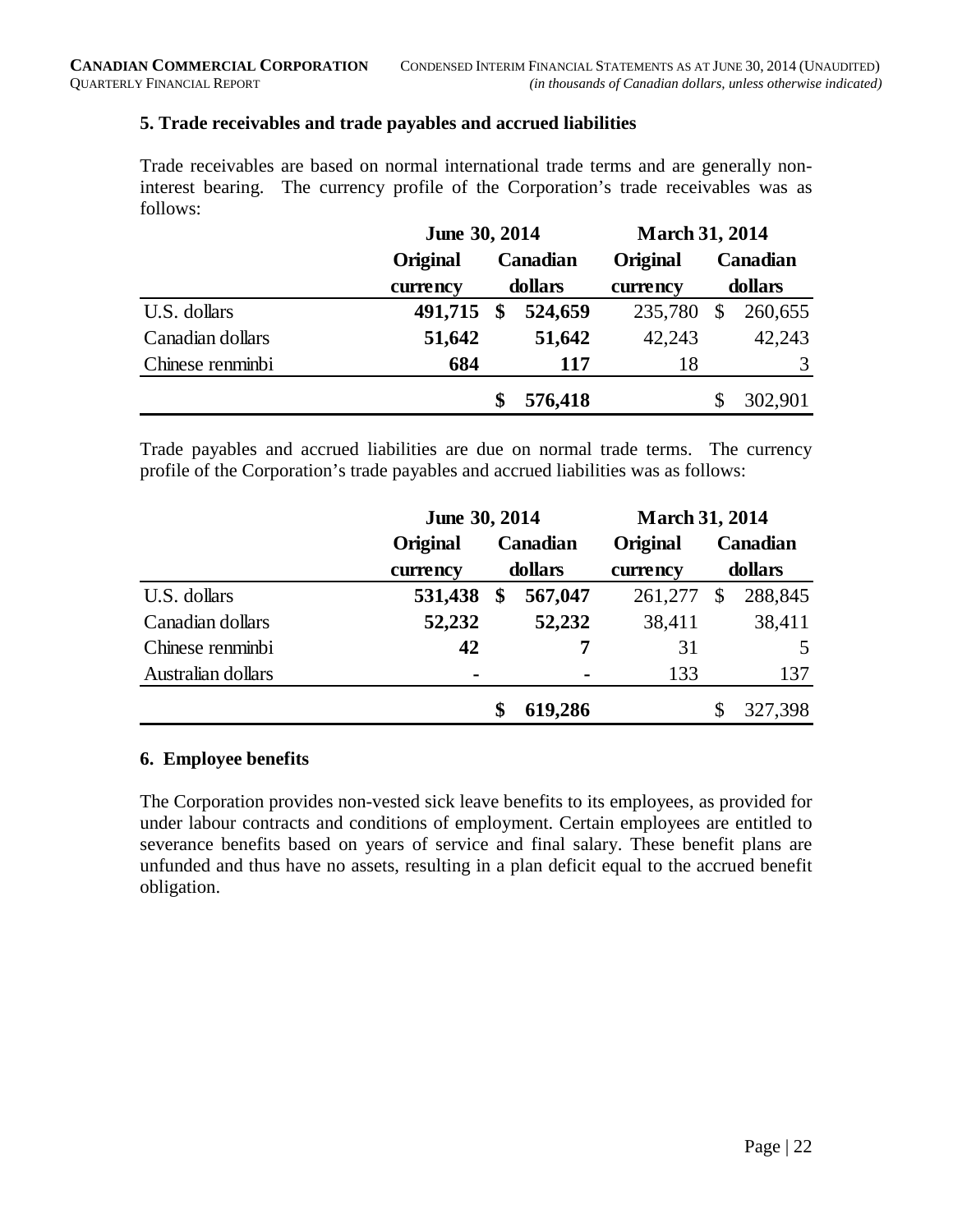### 5. Trade receivables and trade payables and accrued liabilities

Trade receivables are based on normal international trade terms and are generally non-interest bearing. The currency profile of the Corporation's trade receivables was as follows:

| | June 30, 2014 | | March 31, 2014 | |
|---|---|---|---|---|
| | **Original currency** | **Canadian dollars** | **Original currency** | **Canadian dollars** |
| U.S. dollars | **491,715** | **$ 524,659** | 235,780 | $ 260,655 |
| Canadian dollars | **51,642** | **51,642** | 42,243 | 42,243 |
| Chinese renminbi | **684** | **117** | 18 | 3 |
| | | **$ 576,418** | | $ 302,901 |

Trade payables and accrued liabilities are due on normal trade terms. The currency profile of the Corporation's trade payables and accrued liabilities was as follows:

| | June 30, 2014 | | March 31, 2014 | |
|---|---|---|---|---|
| | **Original currency** | **Canadian dollars** | **Original currency** | **Canadian dollars** |
| U.S. dollars | **531,438** | **$ 567,047** | 261,277 | $ 288,845 |
| Canadian dollars | **52,232** | **52,232** | 38,411 | 38,411 |
| Chinese renminbi | **42** | **7** | 31 | 5 |
| Australian dollars | **-** | **-** | 133 | 137 |
| | | **$ 619,286** | | $ 327,398 |

### 6. Employee benefits

The Corporation provides non-vested sick leave benefits to its employees, as provided for under labour contracts and conditions of employment. Certain employees are entitled to severance benefits based on years of service and final salary. These benefit plans are unfunded and thus have no assets, resulting in a plan deficit equal to the accrued benefit obligation.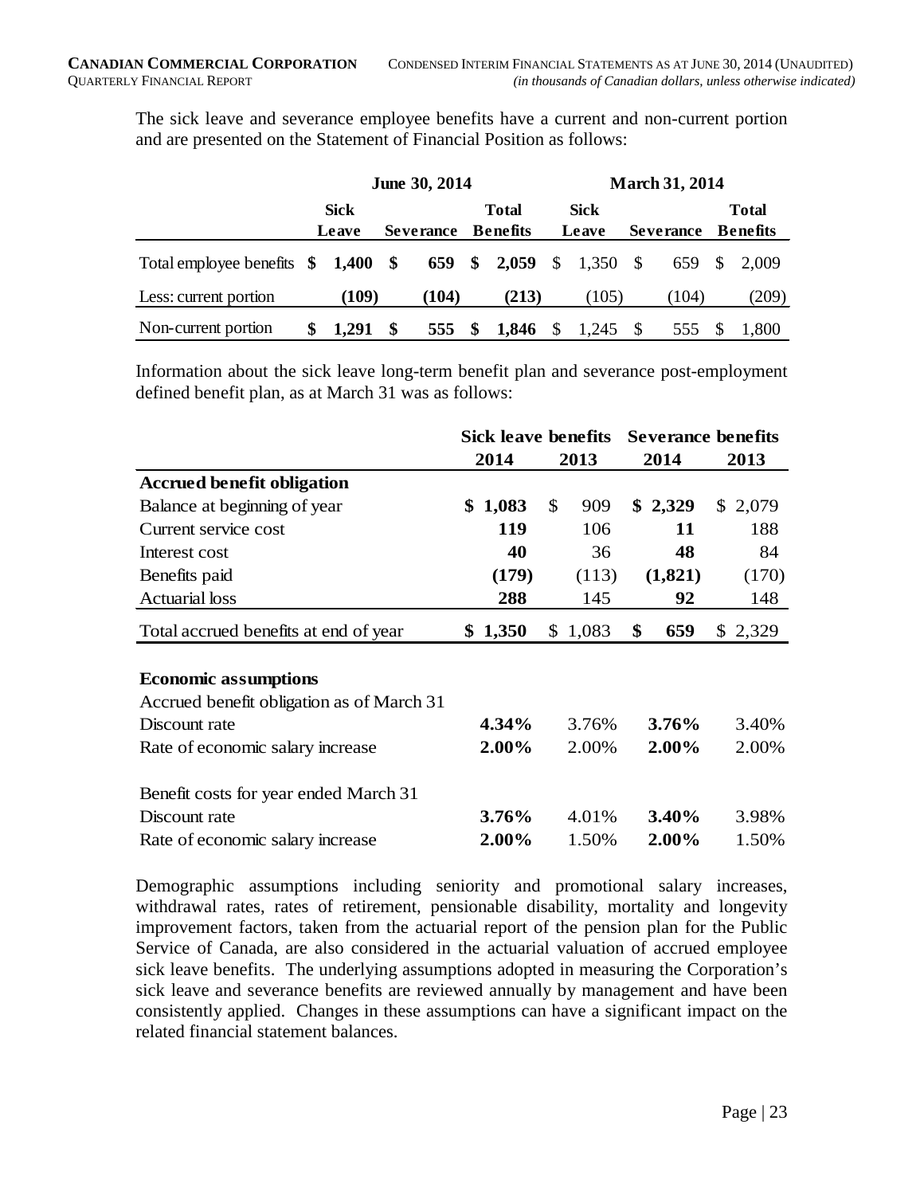The sick leave and severance employee benefits have a current and non-current portion and are presented on the Statement of Financial Position as follows:

| | June 30, 2014 | | | March 31, 2014 | | |
|---|---|---|---|---|---|---|
| | **Sick Leave** | **Severance** | **Total Benefits** | **Sick Leave** | **Severance** | **Total Benefits** |
| Total employee benefits | **$ 1,400** | **$ 659** | **$ 2,059** | $ 1,350 | $ 659 | $ 2,009 |
| Less: current portion | **(109)** | **(104)** | **(213)** | (105) | (104) | (209) |
| Non-current portion | **$ 1,291** | **$ 555** | **$ 1,846** | $ 1,245 | $ 555 | $ 1,800 |

Information about the sick leave long-term benefit plan and severance post-employment defined benefit plan, as at March 31 was as follows:

| | Sick leave benefits | | Severance benefits | |
|---|---|---|---|---|
| | **2014** | **2013** | **2014** | **2013** |
| **Accrued benefit obligation** | | | | |
| Balance at beginning of year | **$ 1,083** | $ 909 | **$ 2,329** | $ 2,079 |
| Current service cost | **119** | 106 | **11** | 188 |
| Interest cost | **40** | 36 | **48** | 84 |
| Benefits paid | **(179)** | (113) | **(1,821)** | (170) |
| Actuarial loss | **288** | 145 | **92** | 148 |
| Total accrued benefits at end of year | **$ 1,350** | $ 1,083 | **$ 659** | $ 2,329 |
| | | | | |
| **Economic assumptions** | | | | |
| Accrued benefit obligation as of March 31 | | | | |
| Discount rate | **4.34%** | 3.76% | **3.76%** | 3.40% |
| Rate of economic salary increase | **2.00%** | 2.00% | **2.00%** | 2.00% |
| | | | | |
| Benefit costs for year ended March 31 | | | | |
| Discount rate | **3.76%** | 4.01% | **3.40%** | 3.98% |
| Rate of economic salary increase | **2.00%** | 1.50% | **2.00%** | 1.50% |

Demographic assumptions including seniority and promotional salary increases, withdrawal rates, rates of retirement, pensionable disability, mortality and longevity improvement factors, taken from the actuarial report of the pension plan for the Public Service of Canada, are also considered in the actuarial valuation of accrued employee sick leave benefits. The underlying assumptions adopted in measuring the Corporation's sick leave and severance benefits are reviewed annually by management and have been consistently applied. Changes in these assumptions can have a significant impact on the related financial statement balances.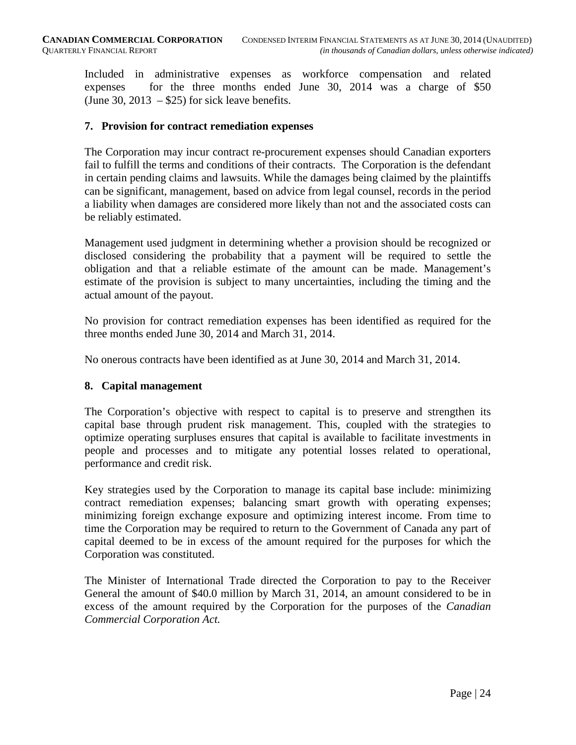Included in administrative expenses as workforce compensation and related expenses for the three months ended June 30, 2014 was a charge of $50 (June 30, 2013 – $25) for sick leave benefits.

## 7. Provision for contract remediation expenses

The Corporation may incur contract re-procurement expenses should Canadian exporters fail to fulfill the terms and conditions of their contracts. The Corporation is the defendant in certain pending claims and lawsuits. While the damages being claimed by the plaintiffs can be significant, management, based on advice from legal counsel, records in the period a liability when damages are considered more likely than not and the associated costs can be reliably estimated.

Management used judgment in determining whether a provision should be recognized or disclosed considering the probability that a payment will be required to settle the obligation and that a reliable estimate of the amount can be made. Management's estimate of the provision is subject to many uncertainties, including the timing and the actual amount of the payout.

No provision for contract remediation expenses has been identified as required for the three months ended June 30, 2014 and March 31, 2014.

No onerous contracts have been identified as at June 30, 2014 and March 31, 2014.

## 8. Capital management

The Corporation's objective with respect to capital is to preserve and strengthen its capital base through prudent risk management. This, coupled with the strategies to optimize operating surpluses ensures that capital is available to facilitate investments in people and processes and to mitigate any potential losses related to operational, performance and credit risk.

Key strategies used by the Corporation to manage its capital base include: minimizing contract remediation expenses; balancing smart growth with operating expenses; minimizing foreign exchange exposure and optimizing interest income. From time to time the Corporation may be required to return to the Government of Canada any part of capital deemed to be in excess of the amount required for the purposes for which the Corporation was constituted.

The Minister of International Trade directed the Corporation to pay to the Receiver General the amount of $40.0 million by March 31, 2014, an amount considered to be in excess of the amount required by the Corporation for the purposes of the *Canadian Commercial Corporation Act.*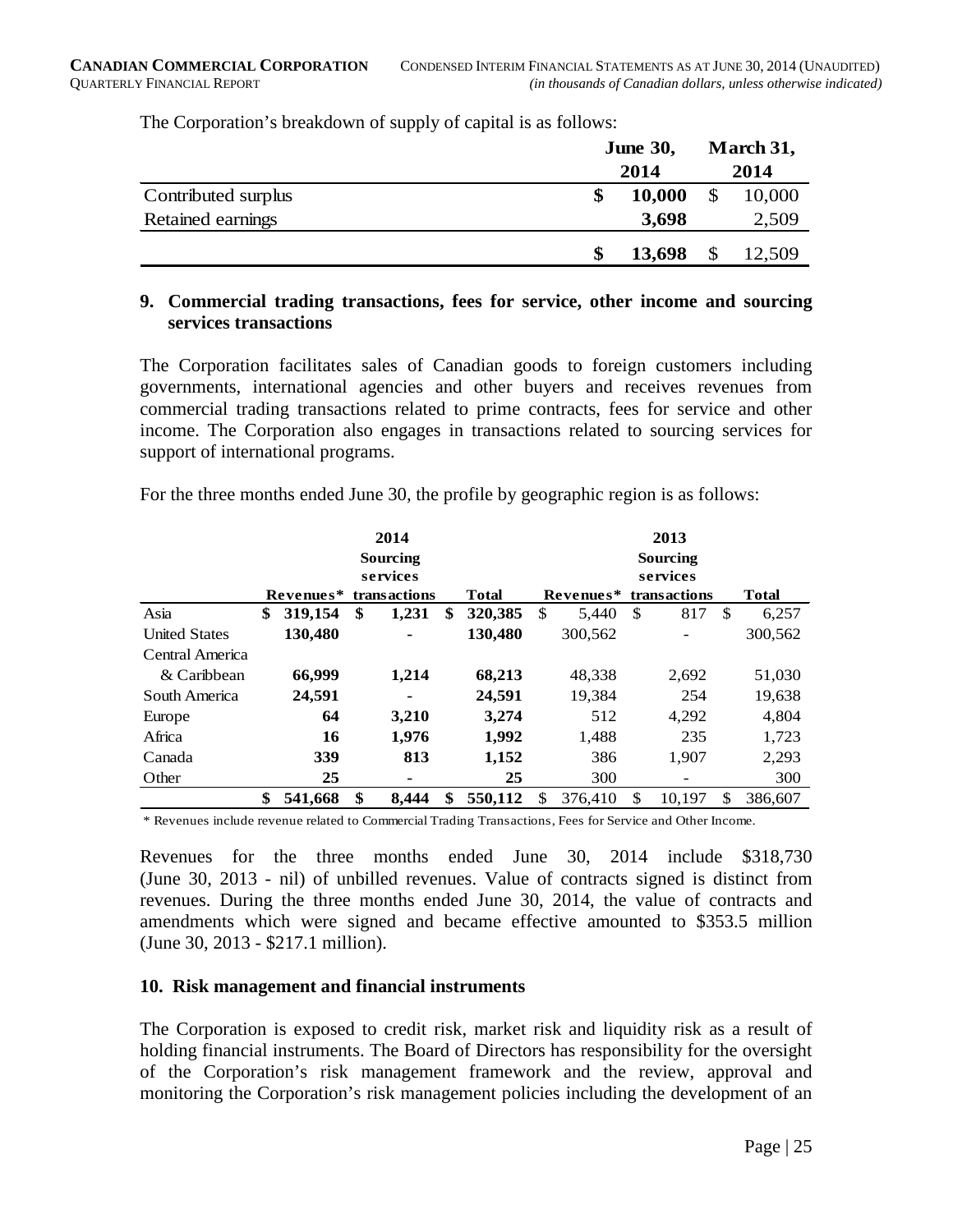The Corporation's breakdown of supply of capital is as follows:

| | June 30, 2014 | March 31, 2014 |
|---|---|---|
| Contributed surplus | **$ 10,000** | $ 10,000 |
| Retained earnings | **3,698** | 2,509 |
| | **$ 13,698** | $ 12,509 |

## 9. Commercial trading transactions, fees for service, other income and sourcing services transactions

The Corporation facilitates sales of Canadian goods to foreign customers including governments, international agencies and other buyers and receives revenues from commercial trading transactions related to prime contracts, fees for service and other income. The Corporation also engages in transactions related to sourcing services for support of international programs.

For the three months ended June 30, the profile by geographic region is as follows:

| | **2014** | | | **2013** | | |
|---|---|---|---|---|---|---|
| | **Revenues*** | **Sourcing services transactions** | **Total** | **Revenues*** | **Sourcing services transactions** | **Total** |
| Asia | **$ 319,154** | **$ 1,231** | **$ 320,385** | $ 5,440 | $ 817 | $ 6,257 |
| United States | **130,480** | **-** | **130,480** | 300,562 | - | 300,562 |
| Central America & Caribbean | **66,999** | **1,214** | **68,213** | 48,338 | 2,692 | 51,030 |
| South America | **24,591** | **-** | **24,591** | 19,384 | 254 | 19,638 |
| Europe | **64** | **3,210** | **3,274** | 512 | 4,292 | 4,804 |
| Africa | **16** | **1,976** | **1,992** | 1,488 | 235 | 1,723 |
| Canada | **339** | **813** | **1,152** | 386 | 1,907 | 2,293 |
| Other | **25** | **-** | **25** | 300 | - | 300 |
| | **$ 541,668** | **$ 8,444** | **$ 550,112** | $ 376,410 | $ 10,197 | $ 386,607 |

\* Revenues include revenue related to Commercial Trading Transactions, Fees for Service and Other Income.

Revenues for the three months ended June 30, 2014 include $318,730 (June 30, 2013 - nil) of unbilled revenues. Value of contracts signed is distinct from revenues. During the three months ended June 30, 2014, the value of contracts and amendments which were signed and became effective amounted to $353.5 million (June 30, 2013 - $217.1 million).

## 10. Risk management and financial instruments

The Corporation is exposed to credit risk, market risk and liquidity risk as a result of holding financial instruments. The Board of Directors has responsibility for the oversight of the Corporation's risk management framework and the review, approval and monitoring the Corporation's risk management policies including the development of an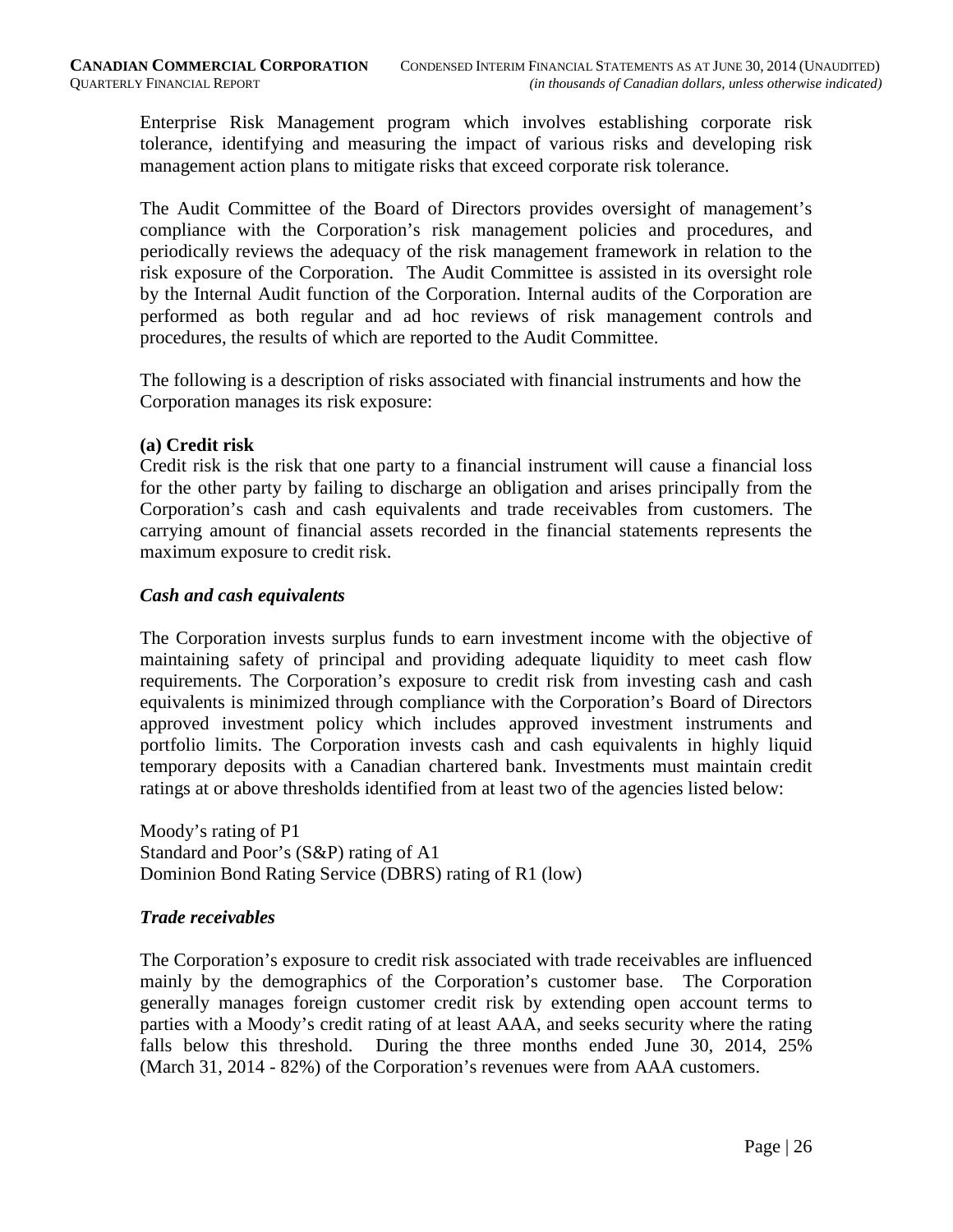Enterprise Risk Management program which involves establishing corporate risk tolerance, identifying and measuring the impact of various risks and developing risk management action plans to mitigate risks that exceed corporate risk tolerance.

The Audit Committee of the Board of Directors provides oversight of management's compliance with the Corporation's risk management policies and procedures, and periodically reviews the adequacy of the risk management framework in relation to the risk exposure of the Corporation. The Audit Committee is assisted in its oversight role by the Internal Audit function of the Corporation. Internal audits of the Corporation are performed as both regular and ad hoc reviews of risk management controls and procedures, the results of which are reported to the Audit Committee.

The following is a description of risks associated with financial instruments and how the Corporation manages its risk exposure:

**(a) Credit risk**

Credit risk is the risk that one party to a financial instrument will cause a financial loss for the other party by failing to discharge an obligation and arises principally from the Corporation's cash and cash equivalents and trade receivables from customers. The carrying amount of financial assets recorded in the financial statements represents the maximum exposure to credit risk.

***Cash and cash equivalents***

The Corporation invests surplus funds to earn investment income with the objective of maintaining safety of principal and providing adequate liquidity to meet cash flow requirements. The Corporation's exposure to credit risk from investing cash and cash equivalents is minimized through compliance with the Corporation's Board of Directors approved investment policy which includes approved investment instruments and portfolio limits. The Corporation invests cash and cash equivalents in highly liquid temporary deposits with a Canadian chartered bank. Investments must maintain credit ratings at or above thresholds identified from at least two of the agencies listed below:

Moody's rating of P1
Standard and Poor's (S&P) rating of A1
Dominion Bond Rating Service (DBRS) rating of R1 (low)

***Trade receivables***

The Corporation's exposure to credit risk associated with trade receivables are influenced mainly by the demographics of the Corporation's customer base. The Corporation generally manages foreign customer credit risk by extending open account terms to parties with a Moody's credit rating of at least AAA, and seeks security where the rating falls below this threshold. During the three months ended June 30, 2014, 25% (March 31, 2014 - 82%) of the Corporation's revenues were from AAA customers.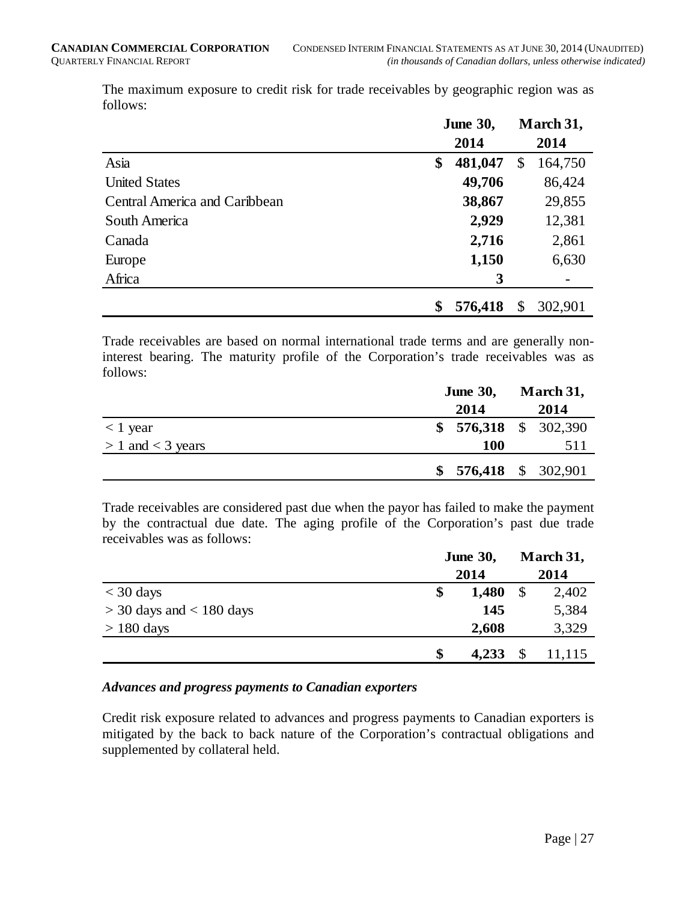The maximum exposure to credit risk for trade receivables by geographic region was as follows:

| | June 30, 2014 | March 31, 2014 |
|---|---|---|
| Asia | **$ 481,047** | $ 164,750 |
| United States | **49,706** | 86,424 |
| Central America and Caribbean | **38,867** | 29,855 |
| South America | **2,929** | 12,381 |
| Canada | **2,716** | 2,861 |
| Europe | **1,150** | 6,630 |
| Africa | **3** | - |
| | **$ 576,418** | $ 302,901 |

Trade receivables are based on normal international trade terms and are generally non-interest bearing. The maturity profile of the Corporation's trade receivables was as follows:

| | June 30, 2014 | March 31, 2014 |
|---|---|---|
| < 1 year | **$ 576,318** | $ 302,390 |
| > 1 and < 3 years | **100** | 511 |
| | **$ 576,418** | $ 302,901 |

Trade receivables are considered past due when the payor has failed to make the payment by the contractual due date. The aging profile of the Corporation's past due trade receivables was as follows:

| | June 30, 2014 | March 31, 2014 |
|---|---|---|
| < 30 days | **$ 1,480** | $ 2,402 |
| > 30 days and < 180 days | **145** | 5,384 |
| > 180 days | **2,608** | 3,329 |
| | **$ 4,233** | $ 11,115 |

***Advances and progress payments to Canadian exporters***

Credit risk exposure related to advances and progress payments to Canadian exporters is mitigated by the back to back nature of the Corporation's contractual obligations and supplemented by collateral held.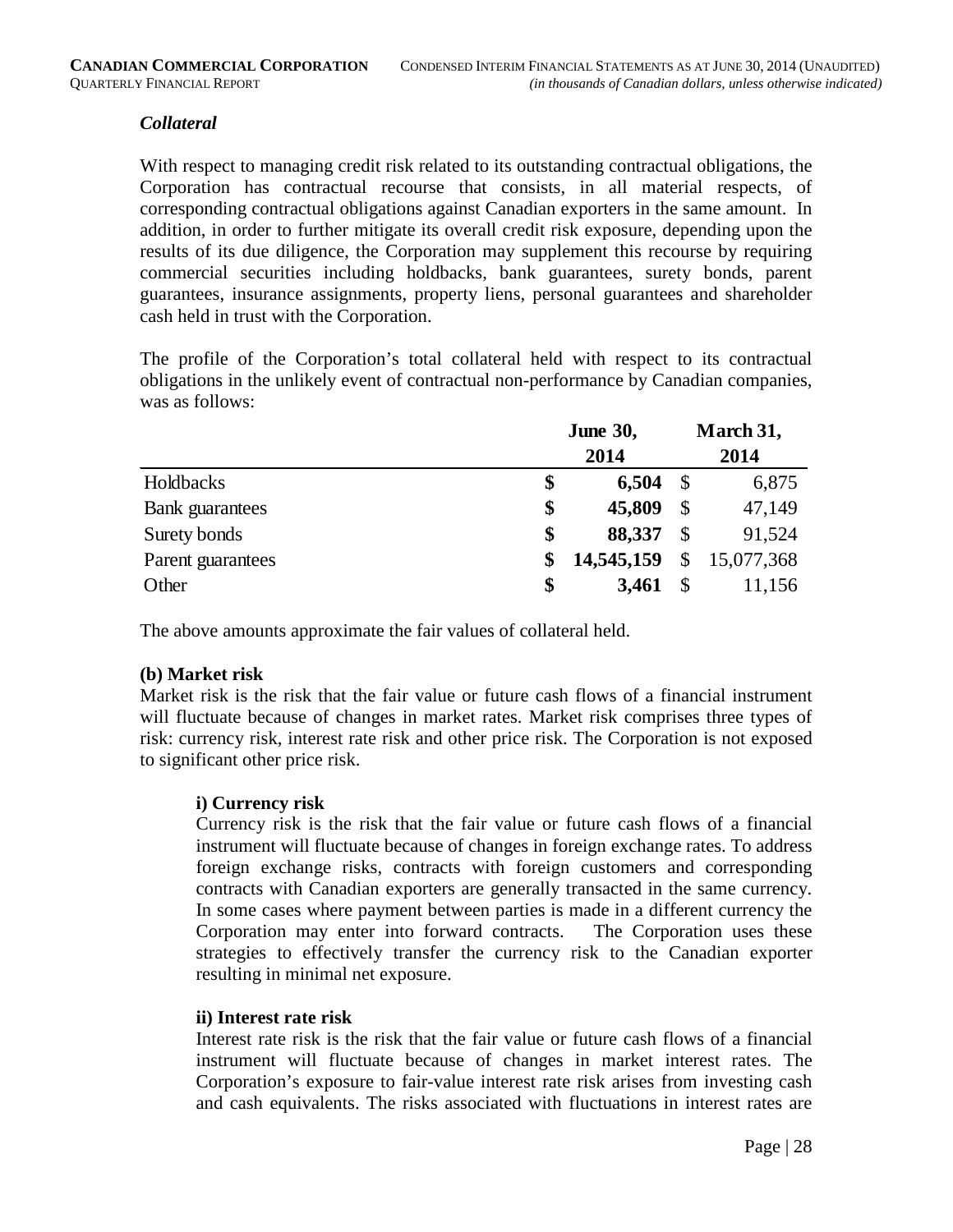### *Collateral*

With respect to managing credit risk related to its outstanding contractual obligations, the Corporation has contractual recourse that consists, in all material respects, of corresponding contractual obligations against Canadian exporters in the same amount. In addition, in order to further mitigate its overall credit risk exposure, depending upon the results of its due diligence, the Corporation may supplement this recourse by requiring commercial securities including holdbacks, bank guarantees, surety bonds, parent guarantees, insurance assignments, property liens, personal guarantees and shareholder cash held in trust with the Corporation.

The profile of the Corporation's total collateral held with respect to its contractual obligations in the unlikely event of contractual non-performance by Canadian companies, was as follows:

| | June 30, 2014 | March 31, 2014 |
|---|---|---|
| Holdbacks | **$ 6,504** | $ 6,875 |
| Bank guarantees | **$ 45,809** | $ 47,149 |
| Surety bonds | **$ 88,337** | $ 91,524 |
| Parent guarantees | **$ 14,545,159** | $ 15,077,368 |
| Other | **$ 3,461** | $ 11,156 |

The above amounts approximate the fair values of collateral held.

**(b) Market risk**

Market risk is the risk that the fair value or future cash flows of a financial instrument will fluctuate because of changes in market rates. Market risk comprises three types of risk: currency risk, interest rate risk and other price risk. The Corporation is not exposed to significant other price risk.

**i) Currency risk**

Currency risk is the risk that the fair value or future cash flows of a financial instrument will fluctuate because of changes in foreign exchange rates. To address foreign exchange risks, contracts with foreign customers and corresponding contracts with Canadian exporters are generally transacted in the same currency. In some cases where payment between parties is made in a different currency the Corporation may enter into forward contracts. The Corporation uses these strategies to effectively transfer the currency risk to the Canadian exporter resulting in minimal net exposure.

**ii) Interest rate risk**

Interest rate risk is the risk that the fair value or future cash flows of a financial instrument will fluctuate because of changes in market interest rates. The Corporation's exposure to fair-value interest rate risk arises from investing cash and cash equivalents. The risks associated with fluctuations in interest rates are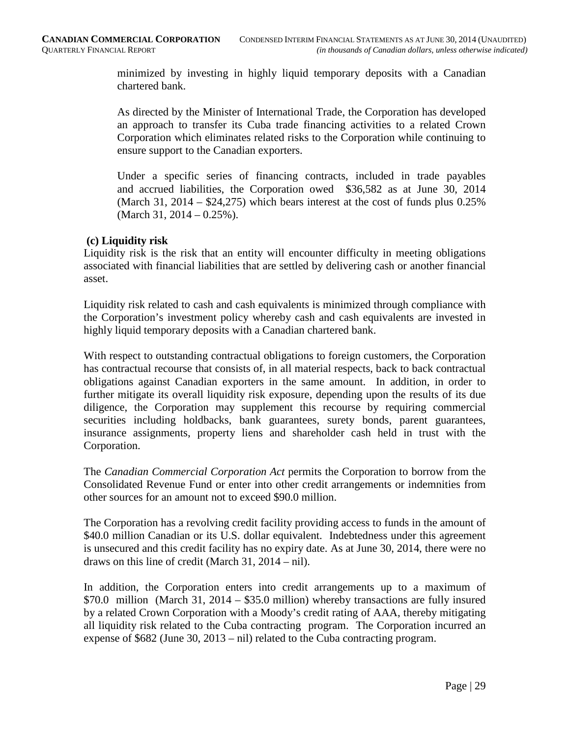minimized by investing in highly liquid temporary deposits with a Canadian chartered bank.

As directed by the Minister of International Trade, the Corporation has developed an approach to transfer its Cuba trade financing activities to a related Crown Corporation which eliminates related risks to the Corporation while continuing to ensure support to the Canadian exporters.

Under a specific series of financing contracts, included in trade payables and accrued liabilities, the Corporation owed $36,582 as at June 30, 2014 (March 31, 2014 – $24,275) which bears interest at the cost of funds plus 0.25% (March 31, 2014 – 0.25%).

**(c) Liquidity risk**

Liquidity risk is the risk that an entity will encounter difficulty in meeting obligations associated with financial liabilities that are settled by delivering cash or another financial asset.

Liquidity risk related to cash and cash equivalents is minimized through compliance with the Corporation's investment policy whereby cash and cash equivalents are invested in highly liquid temporary deposits with a Canadian chartered bank.

With respect to outstanding contractual obligations to foreign customers, the Corporation has contractual recourse that consists of, in all material respects, back to back contractual obligations against Canadian exporters in the same amount. In addition, in order to further mitigate its overall liquidity risk exposure, depending upon the results of its due diligence, the Corporation may supplement this recourse by requiring commercial securities including holdbacks, bank guarantees, surety bonds, parent guarantees, insurance assignments, property liens and shareholder cash held in trust with the Corporation.

The *Canadian Commercial Corporation Act* permits the Corporation to borrow from the Consolidated Revenue Fund or enter into other credit arrangements or indemnities from other sources for an amount not to exceed $90.0 million.

The Corporation has a revolving credit facility providing access to funds in the amount of $40.0 million Canadian or its U.S. dollar equivalent. Indebtedness under this agreement is unsecured and this credit facility has no expiry date. As at June 30, 2014, there were no draws on this line of credit (March 31, 2014 – nil).

In addition, the Corporation enters into credit arrangements up to a maximum of $70.0 million (March 31, 2014 – $35.0 million) whereby transactions are fully insured by a related Crown Corporation with a Moody's credit rating of AAA, thereby mitigating all liquidity risk related to the Cuba contracting program. The Corporation incurred an expense of $682 (June 30, 2013 – nil) related to the Cuba contracting program.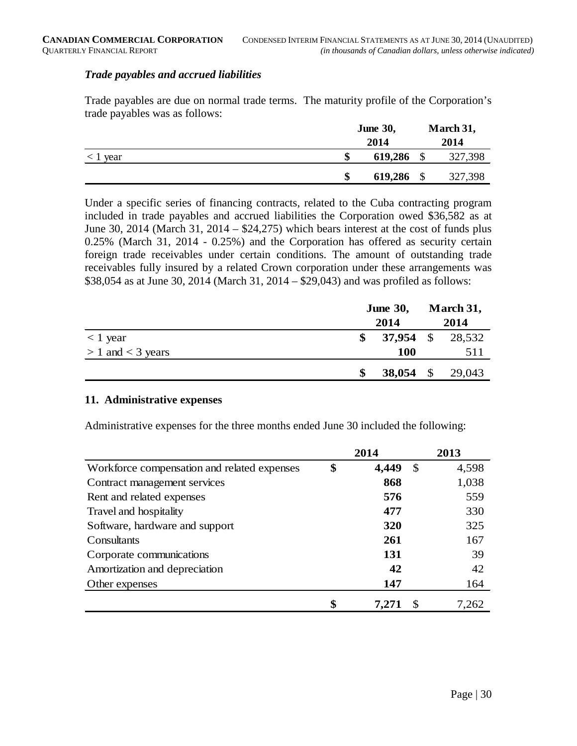### *Trade payables and accrued liabilities*

Trade payables are due on normal trade terms. The maturity profile of the Corporation's trade payables was as follows:

| | June 30, 2014 | March 31, 2014 |
|---|---|---|
| < 1 year | **$ 619,286** | $ 327,398 |
| | **$ 619,286** | $ 327,398 |

Under a specific series of financing contracts, related to the Cuba contracting program included in trade payables and accrued liabilities the Corporation owed \$36,582 as at June 30, 2014 (March 31, 2014 – \$24,275) which bears interest at the cost of funds plus 0.25% (March 31, 2014 - 0.25%) and the Corporation has offered as security certain foreign trade receivables under certain conditions. The amount of outstanding trade receivables fully insured by a related Crown corporation under these arrangements was \$38,054 as at June 30, 2014 (March 31, 2014 – \$29,043) and was profiled as follows:

| | June 30, 2014 | March 31, 2014 |
|---|---|---|
| < 1 year | **$ 37,954** | $ 28,532 |
| > 1 and < 3 years | **100** | 511 |
| | **$ 38,054** | $ 29,043 |

## 11. Administrative expenses

Administrative expenses for the three months ended June 30 included the following:

| | 2014 | 2013 |
|---|---|---|
| Workforce compensation and related expenses | **$ 4,449** | $ 4,598 |
| Contract management services | **868** | 1,038 |
| Rent and related expenses | **576** | 559 |
| Travel and hospitality | **477** | 330 |
| Software, hardware and support | **320** | 325 |
| Consultants | **261** | 167 |
| Corporate communications | **131** | 39 |
| Amortization and depreciation | **42** | 42 |
| Other expenses | **147** | 164 |
| | **$ 7,271** | $ 7,262 |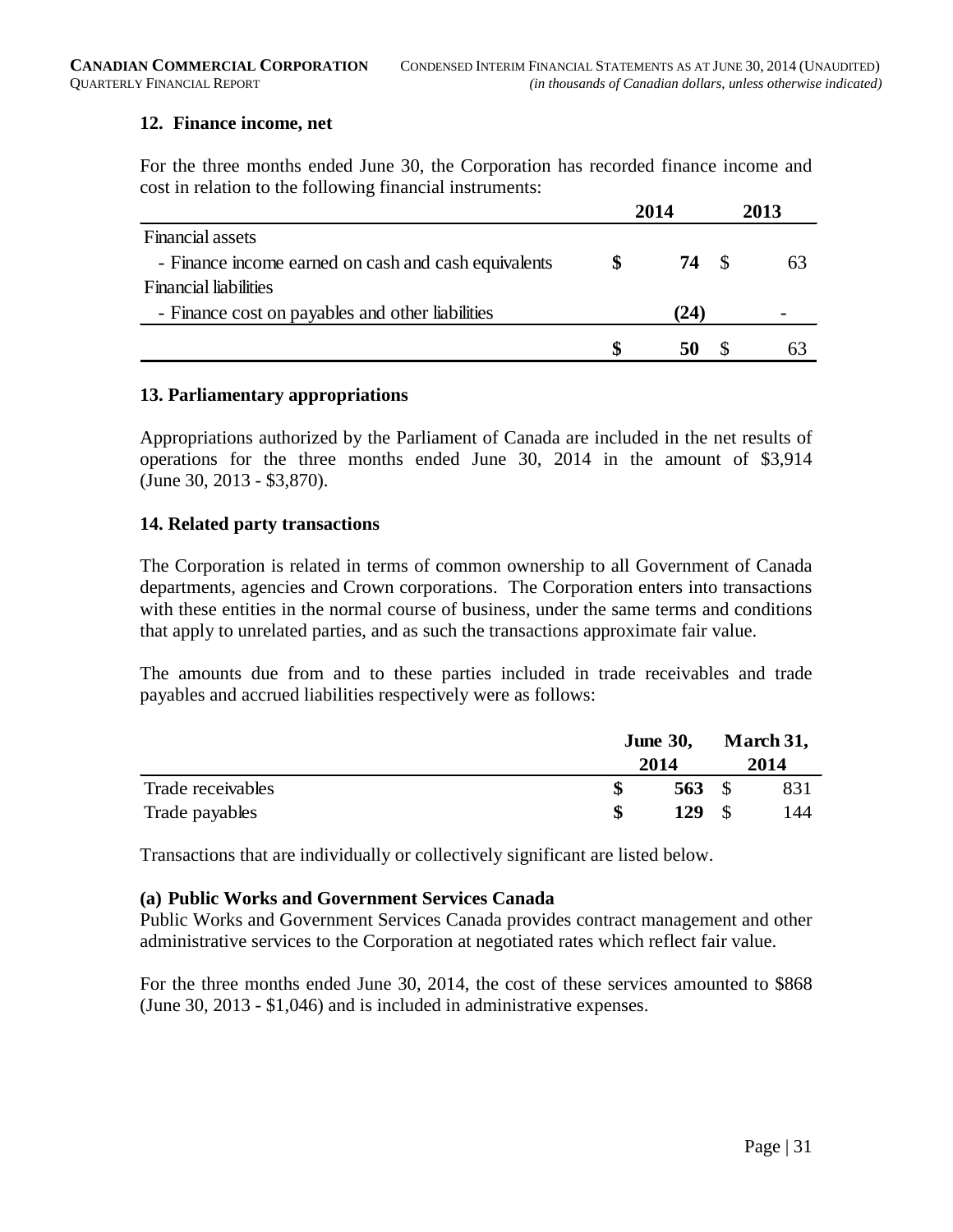## 12. Finance income, net

For the three months ended June 30, the Corporation has recorded finance income and cost in relation to the following financial instruments:

| | 2014 | 2013 |
|---|---|---|
| Financial assets | | |
| - Finance income earned on cash and cash equivalents | **$ 74** | $ 63 |
| Financial liabilities | | |
| - Finance cost on payables and other liabilities | **(24)** | - |
| | **$ 50** | $ 63 |

## 13. Parliamentary appropriations

Appropriations authorized by the Parliament of Canada are included in the net results of operations for the three months ended June 30, 2014 in the amount of $3,914 (June 30, 2013 - $3,870).

## 14. Related party transactions

The Corporation is related in terms of common ownership to all Government of Canada departments, agencies and Crown corporations. The Corporation enters into transactions with these entities in the normal course of business, under the same terms and conditions that apply to unrelated parties, and as such the transactions approximate fair value.

The amounts due from and to these parties included in trade receivables and trade payables and accrued liabilities respectively were as follows:

| | June 30, 2014 | March 31, 2014 |
|---|---|---|
| Trade receivables | **$ 563** | $ 831 |
| Trade payables | **$ 129** | $ 144 |

Transactions that are individually or collectively significant are listed below.

**(a) Public Works and Government Services Canada**

Public Works and Government Services Canada provides contract management and other administrative services to the Corporation at negotiated rates which reflect fair value.

For the three months ended June 30, 2014, the cost of these services amounted to $868 (June 30, 2013 - $1,046) and is included in administrative expenses.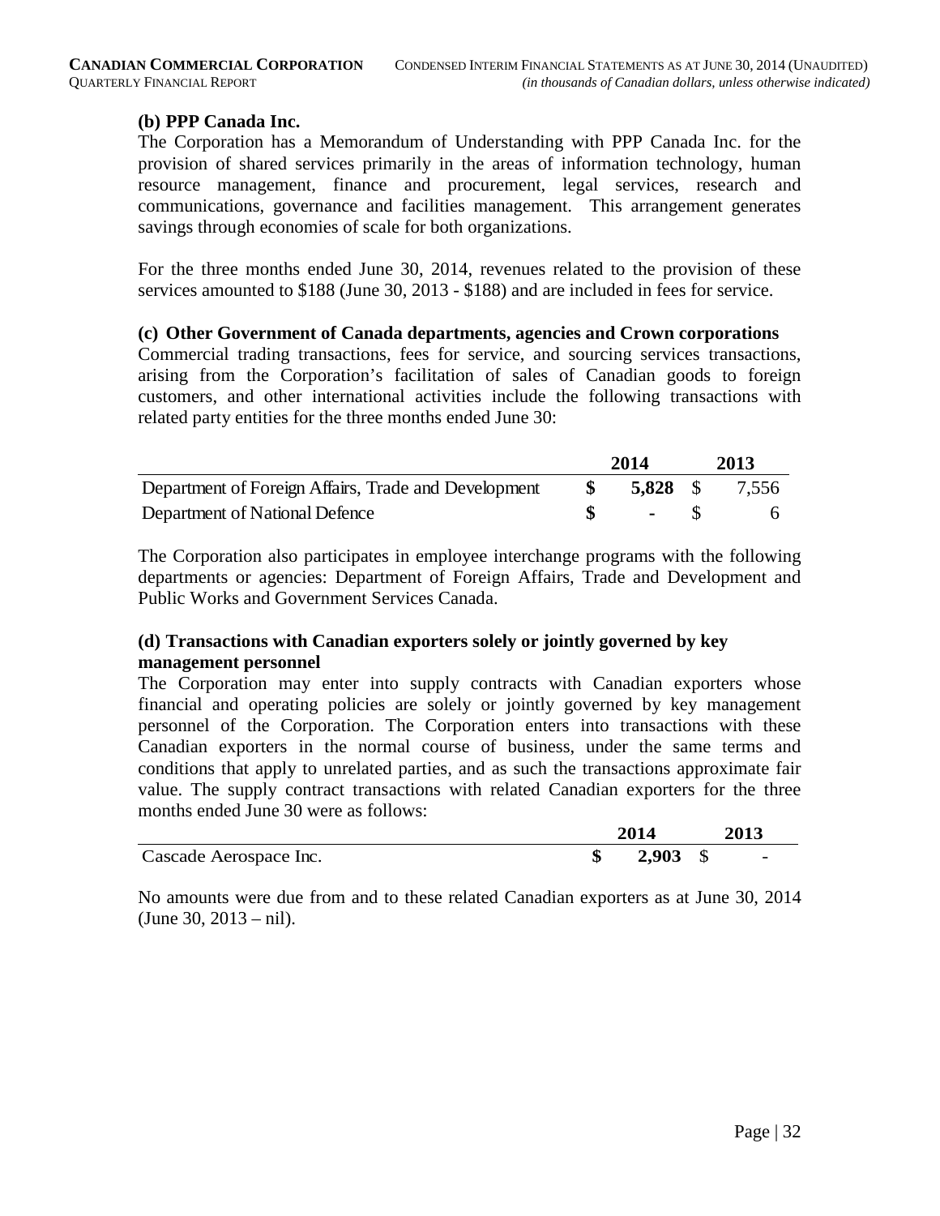**(b) PPP Canada Inc.**

The Corporation has a Memorandum of Understanding with PPP Canada Inc. for the provision of shared services primarily in the areas of information technology, human resource management, finance and procurement, legal services, research and communications, governance and facilities management. This arrangement generates savings through economies of scale for both organizations.

For the three months ended June 30, 2014, revenues related to the provision of these services amounted to $188 (June 30, 2013 - $188) and are included in fees for service.

**(c) Other Government of Canada departments, agencies and Crown corporations**

Commercial trading transactions, fees for service, and sourcing services transactions, arising from the Corporation's facilitation of sales of Canadian goods to foreign customers, and other international activities include the following transactions with related party entities for the three months ended June 30:

| | 2014 | 2013 |
|---|---|---|
| Department of Foreign Affairs, Trade and Development | **$ 5,828** | $ 7,556 |
| Department of National Defence | **$ -** | $ 6 |

The Corporation also participates in employee interchange programs with the following departments or agencies: Department of Foreign Affairs, Trade and Development and Public Works and Government Services Canada.

**(d) Transactions with Canadian exporters solely or jointly governed by key management personnel**

The Corporation may enter into supply contracts with Canadian exporters whose financial and operating policies are solely or jointly governed by key management personnel of the Corporation. The Corporation enters into transactions with these Canadian exporters in the normal course of business, under the same terms and conditions that apply to unrelated parties, and as such the transactions approximate fair value. The supply contract transactions with related Canadian exporters for the three months ended June 30 were as follows:

| | 2014 | 2013 |
|---|---|---|
| Cascade Aerospace Inc. | **$ 2,903** | $ - |

No amounts were due from and to these related Canadian exporters as at June 30, 2014 (June 30, 2013 – nil).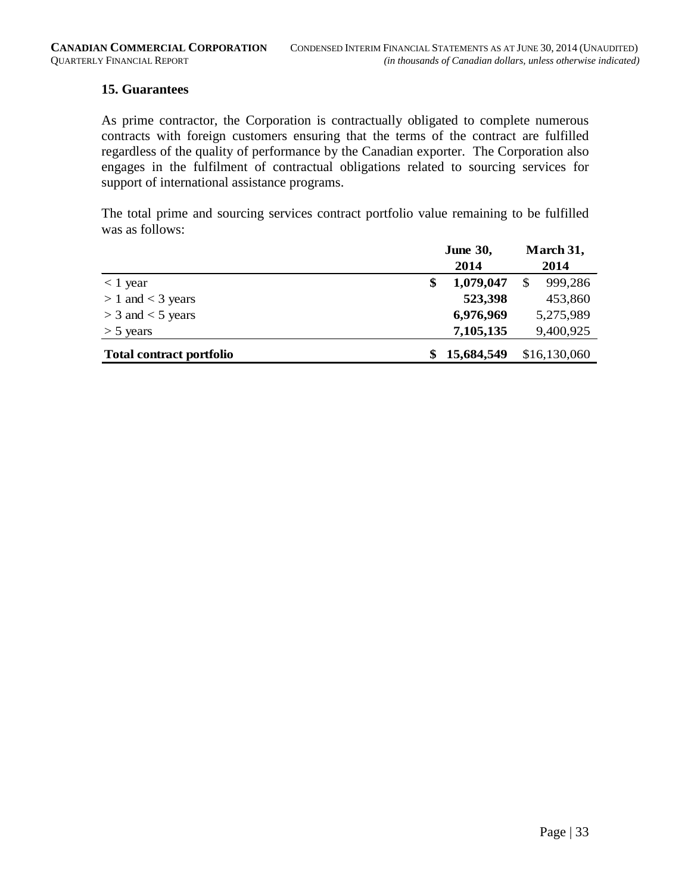## 15. Guarantees

As prime contractor, the Corporation is contractually obligated to complete numerous contracts with foreign customers ensuring that the terms of the contract are fulfilled regardless of the quality of performance by the Canadian exporter. The Corporation also engages in the fulfilment of contractual obligations related to sourcing services for support of international assistance programs.

The total prime and sourcing services contract portfolio value remaining to be fulfilled was as follows:

| | **June 30, 2014** | **March 31, 2014** |
|---|---|---|
| < 1 year | **$ 1,079,047** | $ 999,286 |
| > 1 and < 3 years | **523,398** | 453,860 |
| > 3 and < 5 years | **6,976,969** | 5,275,989 |
| > 5 years | **7,105,135** | 9,400,925 |
| **Total contract portfolio** | **$ 15,684,549** | $16,130,060 |